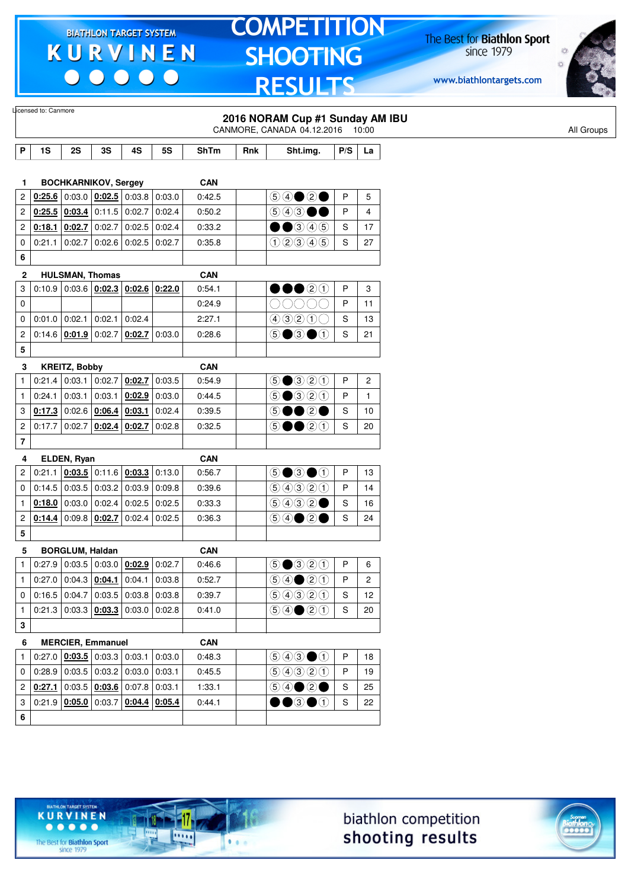# COMPETITION SHOOTING RESULTS

BIATHLON TARGET SYSTEM KURVINEN — The Best for Biathlon Sport since 1979 — www.biathlontargets.com

Licensed to: Canmore

## 2016 NORAM Cup #1 Sunday AM IBU

CANMORE, CANADA 04.12.2016 10:00

All Groups

| P | 1S | 2S | 3S | 4S | 5S | ShTm | Rnk | Sht.img. | P/S | La |
|---|---|---|---|---|---|---|---|---|---|---|
| **1** | **BOCHKARNIKOV, Sergey** | | | | | **CAN** | | | | |
| 2 | **0:25.6** | 0:03.0 | **0:02.5** | 0:03.8 | 0:03.0 | 0:42.5 | | ⑤④●②● | P | 5 |
| 2 | **0:25.5** | **0:03.4** | 0:11.5 | 0:02.7 | 0:02.4 | 0:50.2 | | ⑤④③●● | P | 4 |
| 2 | **0:18.1** | **0:02.7** | 0:02.7 | 0:02.5 | 0:02.4 | 0:33.2 | | ●●③④⑤ | S | 17 |
| 0 | 0:21.1 | 0:02.7 | 0:02.6 | 0:02.5 | 0:02.7 | 0:35.8 | | ①②③④⑤ | S | 27 |
| 6 | | | | | | | | | | |
| **2** | **HULSMAN, Thomas** | | | | | **CAN** | | | | |
| 3 | 0:10.9 | 0:03.6 | **0:02.3** | **0:02.6** | **0:22.0** | 0:54.1 | | ●●●②① | P | 3 |
| 0 | | | | | | 0:24.9 | | ○○○○○ | P | 11 |
| 0 | 0:01.0 | 0:02.1 | 0:02.1 | 0:02.4 | | 2:27.1 | | ④③②①○ | S | 13 |
| 2 | 0:14.6 | **0:01.9** | 0:02.7 | **0:02.7** | 0:03.0 | 0:28.6 | | ⑤●③●① | S | 21 |
| 5 | | | | | | | | | | |
| **3** | **KREITZ, Bobby** | | | | | **CAN** | | | | |
| 1 | 0:21.4 | 0:03.1 | 0:02.7 | **0:02.7** | 0:03.5 | 0:54.9 | | ⑤●③②① | P | 2 |
| 1 | 0:24.1 | 0:03.1 | 0:03.1 | **0:02.9** | 0:03.0 | 0:44.5 | | ⑤●③②① | P | 1 |
| 3 | **0:17.3** | 0:02.6 | **0:06.4** | **0:03.1** | 0:02.4 | 0:39.5 | | ⑤●●②● | S | 10 |
| 2 | 0:17.7 | 0:02.7 | **0:02.4** | **0:02.7** | 0:02.8 | 0:32.5 | | ⑤●●②① | S | 20 |
| 7 | | | | | | | | | | |
| **4** | **ELDEN, Ryan** | | | | | **CAN** | | | | |
| 2 | 0:21.1 | **0:03.5** | 0:11.6 | **0:03.3** | 0:13.0 | 0:56.7 | | ⑤●③●① | P | 13 |
| 0 | 0:14.5 | 0:03.5 | 0:03.2 | 0:03.9 | 0:09.8 | 0:39.6 | | ⑤④③②① | P | 14 |
| 1 | **0:18.0** | 0:03.0 | 0:02.4 | 0:02.5 | 0:02.5 | 0:33.3 | | ⑤④③②● | S | 16 |
| 2 | **0:14.4** | 0:09.8 | **0:02.7** | 0:02.4 | 0:02.5 | 0:36.3 | | ⑤④●②● | S | 24 |
| 5 | | | | | | | | | | |
| **5** | **BORGLUM, Haldan** | | | | | **CAN** | | | | |
| 1 | 0:27.9 | 0:03.5 | 0:03.0 | **0:02.9** | 0:02.7 | 0:46.6 | | ⑤●③②① | P | 6 |
| 1 | 0:27.0 | 0:04.3 | **0:04.1** | 0:04.1 | 0:03.8 | 0:52.7 | | ⑤④●②① | P | 2 |
| 0 | 0:16.5 | 0:04.7 | 0:03.5 | 0:03.8 | 0:03.8 | 0:39.7 | | ⑤④③②① | S | 12 |
| 1 | 0:21.3 | 0:03.3 | **0:03.3** | 0:03.0 | 0:02.8 | 0:41.0 | | ⑤④●②① | S | 20 |
| 3 | | | | | | | | | | |
| **6** | **MERCIER, Emmanuel** | | | | | **CAN** | | | | |
| 1 | 0:27.0 | **0:03.5** | 0:03.3 | 0:03.1 | 0:03.0 | 0:48.3 | | ⑤④③●① | P | 18 |
| 0 | 0:28.9 | 0:03.5 | 0:03.2 | 0:03.0 | 0:03.1 | 0:45.5 | | ⑤④③②① | P | 19 |
| 2 | **0:27.1** | 0:03.5 | **0:03.6** | 0:07.8 | 0:03.1 | 1:33.1 | | ⑤④●②● | S | 25 |
| 3 | 0:21.9 | **0:05.0** | 0:03.7 | **0:04.4** | **0:05.4** | 0:44.1 | | ●●③●① | S | 22 |
| 6 | | | | | | | | | | |

biathlon competition shooting results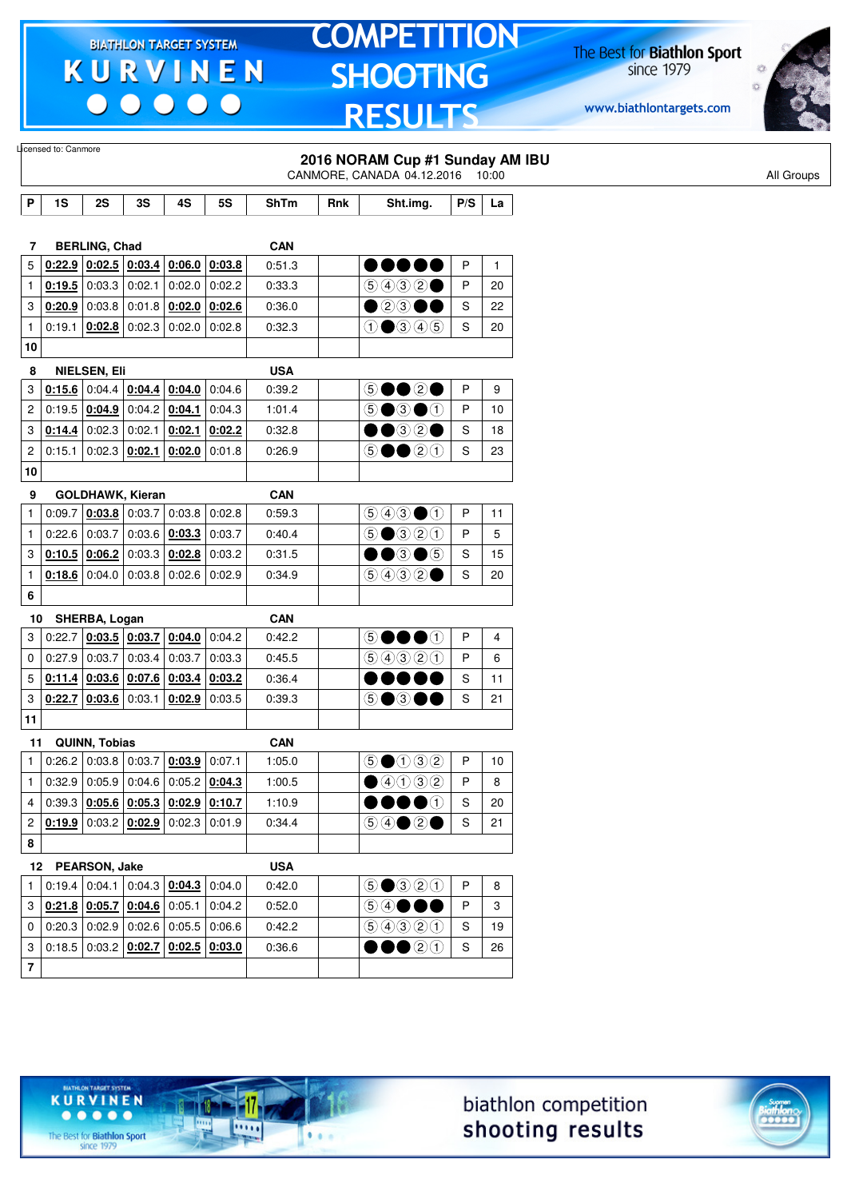Licensed to: Canmore

## 2016 NORAM Cup #1 Sunday AM IBU

CANMORE, CANADA 04.12.2016 10:00

All Groups

| P | 1S | 2S | 3S | 4S | 5S | ShTm | Rnk | Sht.img. | P/S | La |
|---|---|---|---|---|---|---|---|---|---|---|
| **7** | **BERLING, Chad** | | | | | **CAN** | | | | |
| 5 | **0:22.9** | **0:02.5** | **0:03.4** | **0:06.0** | **0:03.8** | 0:51.3 | | ●●●●● | P | 1 |
| 1 | **0:19.5** | 0:03.3 | 0:02.1 | 0:02.0 | 0:02.2 | 0:33.3 | | ⑤④③②● | P | 20 |
| 3 | **0:20.9** | 0:03.8 | 0:01.8 | **0:02.0** | **0:02.6** | 0:36.0 | | ●②③●● | S | 22 |
| 1 | 0:19.1 | **0:02.8** | 0:02.3 | 0:02.0 | 0:02.8 | 0:32.3 | | ①●③④⑤ | S | 20 |
| **10** | | | | | | | | | | |
| **8** | **NIELSEN, Eli** | | | | | **USA** | | | | |
| 3 | **0:15.6** | 0:04.4 | **0:04.4** | **0:04.0** | 0:04.6 | 0:39.2 | | ⑤●●②● | P | 9 |
| 2 | 0:19.5 | **0:04.9** | 0:04.2 | **0:04.1** | 0:04.3 | 1:01.4 | | ⑤●③●① | P | 10 |
| 3 | **0:14.4** | 0:02.3 | 0:02.1 | **0:02.1** | **0:02.2** | 0:32.8 | | ●●③②● | S | 18 |
| 2 | 0:15.1 | 0:02.3 | **0:02.1** | **0:02.0** | 0:01.8 | 0:26.9 | | ⑤●●②① | S | 23 |
| **10** | | | | | | | | | | |
| **9** | **GOLDHAWK, Kieran** | | | | | **CAN** | | | | |
| 1 | 0:09.7 | **0:03.8** | 0:03.7 | 0:03.8 | 0:02.8 | 0:59.3 | | ⑤④③●① | P | 11 |
| 1 | 0:22.6 | 0:03.7 | 0:03.6 | **0:03.3** | 0:03.7 | 0:40.4 | | ⑤●③②① | P | 5 |
| 3 | **0:10.5** | **0:06.2** | 0:03.3 | **0:02.8** | 0:03.2 | 0:31.5 | | ●●③●⑤ | S | 15 |
| 1 | **0:18.6** | 0:04.0 | 0:03.8 | 0:02.6 | 0:02.9 | 0:34.9 | | ⑤④③②● | S | 20 |
| **6** | | | | | | | | | | |
| **10** | **SHERBA, Logan** | | | | | **CAN** | | | | |
| 3 | 0:22.7 | **0:03.5** | **0:03.7** | **0:04.0** | 0:04.2 | 0:42.2 | | ⑤●●●① | P | 4 |
| 0 | 0:27.9 | 0:03.7 | 0:03.4 | 0:03.7 | 0:03.3 | 0:45.5 | | ⑤④③②① | P | 6 |
| 5 | **0:11.4** | **0:03.6** | **0:07.6** | **0:03.4** | **0:03.2** | 0:36.4 | | ●●●●● | S | 11 |
| 3 | **0:22.7** | **0:03.6** | 0:03.1 | **0:02.9** | 0:03.5 | 0:39.3 | | ⑤●③●● | S | 21 |
| **11** | | | | | | | | | | |
| **11** | **QUINN, Tobias** | | | | | **CAN** | | | | |
| 1 | 0:26.2 | 0:03.8 | 0:03.7 | **0:03.9** | 0:07.1 | 1:05.0 | | ⑤●①③② | P | 10 |
| 1 | 0:32.9 | 0:05.9 | 0:04.6 | 0:05.2 | **0:04.3** | 1:00.5 | | ●④①③② | P | 8 |
| 4 | 0:39.3 | **0:05.6** | **0:05.3** | **0:02.9** | **0:10.7** | 1:10.9 | | ●●●●① | S | 20 |
| 2 | **0:19.9** | 0:03.2 | **0:02.9** | 0:02.3 | 0:01.9 | 0:34.4 | | ⑤④●②● | S | 21 |
| **8** | | | | | | | | | | |
| **12** | **PEARSON, Jake** | | | | | **USA** | | | | |
| 1 | 0:19.4 | 0:04.1 | 0:04.3 | **0:04.3** | 0:04.0 | 0:42.0 | | ⑤●③②① | P | 8 |
| 3 | **0:21.8** | **0:05.7** | **0:04.6** | 0:05.1 | 0:04.2 | 0:52.0 | | ⑤④●●● | P | 3 |
| 0 | 0:20.3 | 0:02.9 | 0:02.6 | 0:05.5 | 0:06.6 | 0:42.2 | | ⑤④③②① | S | 19 |
| 3 | 0:18.5 | 0:03.2 | **0:02.7** | **0:02.5** | **0:03.0** | 0:36.6 | | ●●●②① | S | 26 |
| **7** | | | | | | | | | | |

biathlon competition shooting results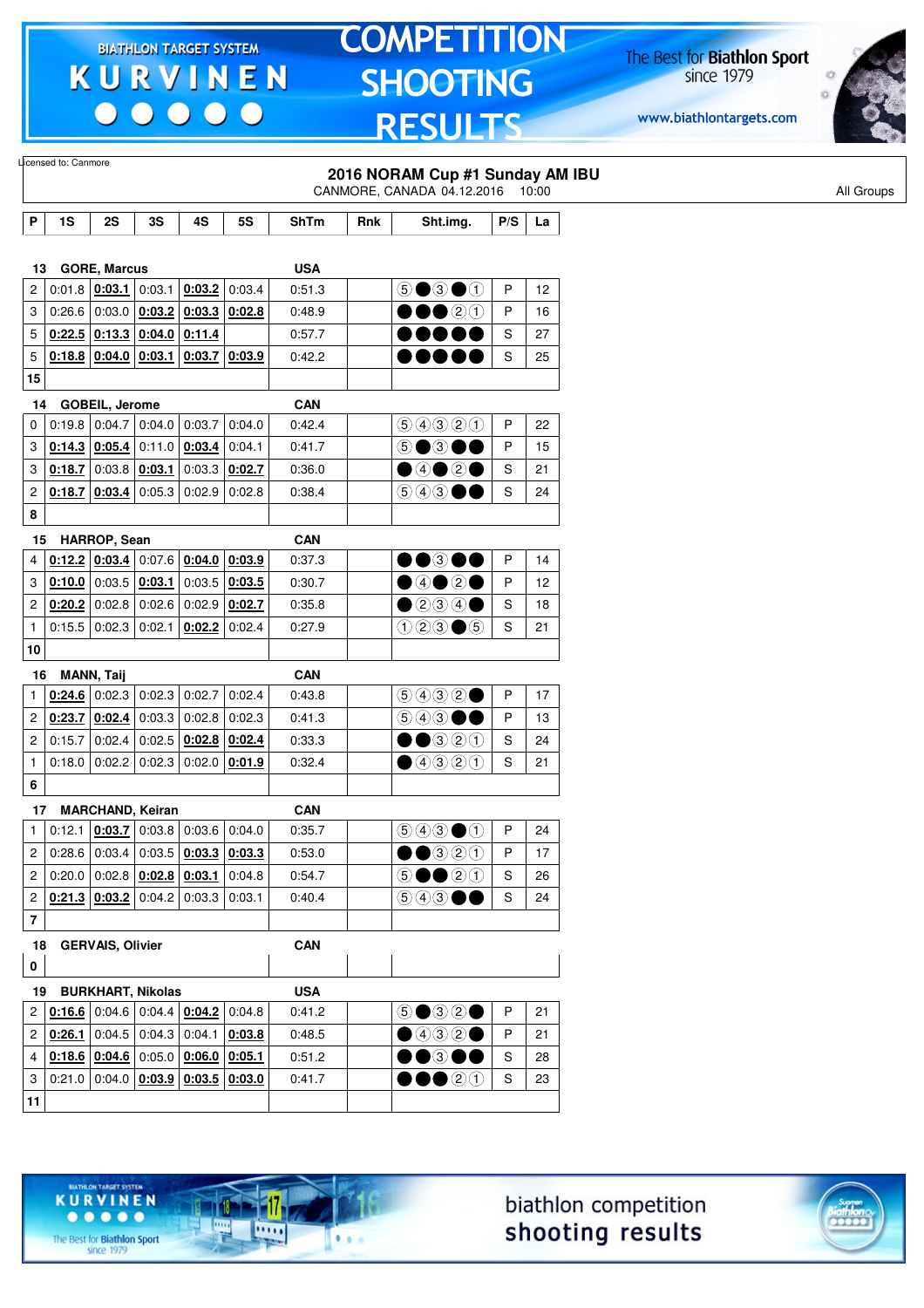Licensed to: Canmore

## 2016 NORAM Cup #1 Sunday AM IBU

CANMORE, CANADA 04.12.2016 10:00

All Groups

| P | 1S | 2S | 3S | 4S | 5S | ShTm | Rnk | Sht.img. | P/S | La |
|---|---|---|---|---|---|---|---|---|---|---|
| **13 GORE, Marcus** | | | | | | **USA** | | | | |
| 2 | 0:01.8 | **0:03.1** | 0:03.1 | **0:03.2** | 0:03.4 | 0:51.3 | | ⑤●③●① | P | 12 |
| 3 | 0:26.6 | 0:03.0 | **0:03.2** | **0:03.3** | **0:02.8** | 0:48.9 | | ●●●②① | P | 16 |
| 5 | **0:22.5** | **0:13.3** | **0:04.0** | **0:11.4** | | 0:57.7 | | ●●●●● | S | 27 |
| 5 | **0:18.8** | **0:04.0** | **0:03.1** | **0:03.7** | **0:03.9** | 0:42.2 | | ●●●●● | S | 25 |
| **15** | | | | | | | | | | |
| **14 GOBEIL, Jerome** | | | | | | **CAN** | | | | |
| 0 | 0:19.8 | 0:04.7 | 0:04.0 | 0:03.7 | 0:04.0 | 0:42.4 | | ⑤④③②① | P | 22 |
| 3 | **0:14.3** | **0:05.4** | 0:11.0 | **0:03.4** | 0:04.1 | 0:41.7 | | ⑤●③●● | P | 15 |
| 3 | **0:18.7** | 0:03.8 | **0:03.1** | 0:03.3 | **0:02.7** | 0:36.0 | | ●④●②● | S | 21 |
| 2 | **0:18.7** | **0:03.4** | 0:05.3 | 0:02.9 | 0:02.8 | 0:38.4 | | ⑤④③●● | S | 24 |
| **8** | | | | | | | | | | |
| **15 HARROP, Sean** | | | | | | **CAN** | | | | |
| 4 | **0:12.2** | **0:03.4** | 0:07.6 | **0:04.0** | **0:03.9** | 0:37.3 | | ●●③●● | P | 14 |
| 3 | **0:10.0** | 0:03.5 | **0:03.1** | 0:03.5 | **0:03.5** | 0:30.7 | | ●④●②● | P | 12 |
| 2 | **0:20.2** | 0:02.8 | 0:02.6 | 0:02.9 | **0:02.7** | 0:35.8 | | ●②③④● | S | 18 |
| 1 | 0:15.5 | 0:02.3 | 0:02.1 | **0:02.2** | 0:02.4 | 0:27.9 | | ①②③●⑤ | S | 21 |
| **10** | | | | | | | | | | |
| **16 MANN, Taij** | | | | | | **CAN** | | | | |
| 1 | **0:24.6** | 0:02.3 | 0:02.3 | 0:02.7 | 0:02.4 | 0:43.8 | | ⑤④③②● | P | 17 |
| 2 | **0:23.7** | **0:02.4** | 0:03.3 | 0:02.8 | 0:02.3 | 0:41.3 | | ⑤④③●● | P | 13 |
| 2 | 0:15.7 | 0:02.4 | 0:02.5 | **0:02.8** | **0:02.4** | 0:33.3 | | ●●③②① | S | 24 |
| 1 | 0:18.0 | 0:02.2 | 0:02.3 | 0:02.0 | **0:01.9** | 0:32.4 | | ●④③②① | S | 21 |
| **6** | | | | | | | | | | |
| **17 MARCHAND, Keiran** | | | | | | **CAN** | | | | |
| 1 | 0:12.1 | **0:03.7** | 0:03.8 | 0:03.6 | 0:04.0 | 0:35.7 | | ⑤④③●① | P | 24 |
| 2 | 0:28.6 | 0:03.4 | 0:03.5 | **0:03.3** | **0:03.3** | 0:53.0 | | ●●③②① | P | 17 |
| 2 | 0:20.0 | 0:02.8 | **0:02.8** | **0:03.1** | 0:04.8 | 0:54.7 | | ⑤●●②① | S | 26 |
| 2 | **0:21.3** | **0:03.2** | 0:04.2 | 0:03.3 | 0:03.1 | 0:40.4 | | ⑤④③●● | S | 24 |
| **7** | | | | | | | | | | |
| **18 GERVAIS, Olivier** | | | | | | **CAN** | | | | |
| **0** | | | | | | | | | | |
| **19 BURKHART, Nikolas** | | | | | | **USA** | | | | |
| 2 | **0:16.6** | 0:04.6 | 0:04.4 | **0:04.2** | 0:04.8 | 0:41.2 | | ⑤●③②● | P | 21 |
| 2 | **0:26.1** | 0:04.5 | 0:04.3 | 0:04.1 | **0:03.8** | 0:48.5 | | ●④③②● | P | 21 |
| 4 | **0:18.6** | **0:04.6** | 0:05.0 | **0:06.0** | **0:05.1** | 0:51.2 | | ●●③●● | S | 28 |
| 3 | 0:21.0 | 0:04.0 | **0:03.9** | **0:03.5** | **0:03.0** | 0:41.7 | | ●●●②① | S | 23 |
| **11** | | | | | | | | | | |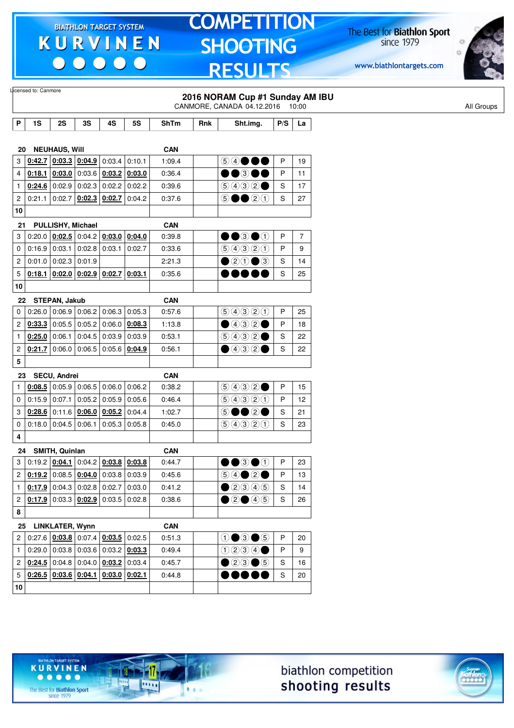Licensed to: Canmore

## 2016 NORAM Cup #1 Sunday AM IBU

CANMORE, CANADA 04.12.2016 10:00

All Groups

| P | 1S | 2S | 3S | 4S | 5S | ShTm | Rnk | Sht.img. | P/S | La |
|---|---|---|---|---|---|---|---|---|---|---|
| **20** | **NEUHAUS, Will** | | | | | **CAN** | | | | |
| 3 | **0:42.7** | **0:03.3** | **0:04.9** | 0:03.4 | 0:10.1 | 1:09.4 | | ⑤④●●● | P | 19 |
| 4 | **0:18.1** | **0:03.0** | 0:03.6 | **0:03.2** | **0:03.0** | 0:36.4 | | ●●③●● | P | 11 |
| 1 | **0:24.6** | 0:02.9 | 0:02.3 | 0:02.2 | 0:02.2 | 0:39.6 | | ⑤④③②● | S | 17 |
| 2 | 0:21.1 | 0:02.7 | **0:02.3** | **0:02.7** | 0:04.2 | 0:37.6 | | ⑤●●②① | S | 27 |
| 10 | | | | | | | | | | |
| **21** | **PULLISHY, Michael** | | | | | **CAN** | | | | |
| 3 | 0:20.0 | **0:02.5** | 0:04.2 | **0:03.0** | **0:04.0** | 0:39.8 | | ●●③●① | P | 7 |
| 0 | 0:16.9 | 0:03.1 | 0:02.8 | 0:03.1 | 0:02.7 | 0:33.6 | | ⑤④③②① | P | 9 |
| 2 | 0:01.0 | 0:02.3 | 0:01.9 | | | 2:21.3 | | ●②①●③ | S | 14 |
| 5 | **0:18.1** | **0:02.0** | **0:02.9** | **0:02.7** | **0:03.1** | 0:35.6 | | ●●●●● | S | 25 |
| 10 | | | | | | | | | | |
| **22** | **STEPAN, Jakub** | | | | | **CAN** | | | | |
| 0 | 0:26.0 | 0:06.9 | 0:06.2 | 0:06.3 | 0:05.3 | 0:57.6 | | ⑤④③②① | P | 25 |
| 2 | **0:33.3** | 0:05.5 | 0:05.2 | 0:06.0 | **0:08.3** | 1:13.8 | | ●④③②● | P | 18 |
| 1 | **0:25.0** | 0:06.1 | 0:04.5 | 0:03.9 | 0:03.9 | 0:53.1 | | ⑤④③②● | S | 22 |
| 2 | **0:21.7** | 0:06.0 | 0:06.5 | 0:05.6 | **0:04.9** | 0:56.1 | | ●④③②● | S | 22 |
| 5 | | | | | | | | | | |
| **23** | **SECU, Andrei** | | | | | **CAN** | | | | |
| 1 | **0:08.5** | 0:05.9 | 0:06.5 | 0:06.0 | 0:06.2 | 0:38.2 | | ⑤④③②● | P | 15 |
| 0 | 0:15.9 | 0:07.1 | 0:05.2 | 0:05.9 | 0:05.6 | 0:46.4 | | ⑤④③②① | P | 12 |
| 3 | **0:28.6** | 0:11.6 | **0:06.0** | **0:05.2** | 0:04.4 | 1:02.7 | | ⑤●●②● | S | 21 |
| 0 | 0:18.0 | 0:04.5 | 0:06.1 | 0:05.3 | 0:05.8 | 0:45.0 | | ⑤④③②① | S | 23 |
| 4 | | | | | | | | | | |
| **24** | **SMITH, Quinlan** | | | | | **CAN** | | | | |
| 3 | 0:19.2 | **0:04.1** | 0:04.2 | **0:03.8** | **0:03.8** | 0:44.7 | | ●●③●① | P | 23 |
| 2 | **0:19.2** | 0:08.5 | **0:04.0** | 0:03.8 | 0:03.9 | 0:45.6 | | ⑤④●②● | P | 13 |
| 1 | **0:17.9** | 0:04.3 | 0:02.8 | 0:02.7 | 0:03.0 | 0:41.2 | | ●②③④⑤ | S | 14 |
| 2 | **0:17.9** | 0:03.3 | **0:02.9** | 0:03.5 | 0:02.8 | 0:38.6 | | ●②●④⑤ | S | 26 |
| 8 | | | | | | | | | | |
| **25** | **LINKLATER, Wynn** | | | | | **CAN** | | | | |
| 2 | 0:27.6 | **0:03.8** | 0:07.4 | **0:03.5** | 0:02.5 | 0:51.3 | | ①●③●⑤ | P | 20 |
| 1 | 0:29.0 | 0:03.8 | 0:03.6 | 0:03.2 | **0:03.3** | 0:49.4 | | ①②③④● | P | 9 |
| 2 | **0:24.5** | 0:04.8 | 0:04.0 | **0:03.2** | 0:03.4 | 0:45.7 | | ●②③●⑤ | S | 16 |
| 5 | **0:26.5** | **0:03.6** | **0:04.1** | **0:03.0** | **0:02.1** | 0:44.8 | | ●●●●● | S | 20 |
| 10 | | | | | | | | | | |

biathlon competition shooting results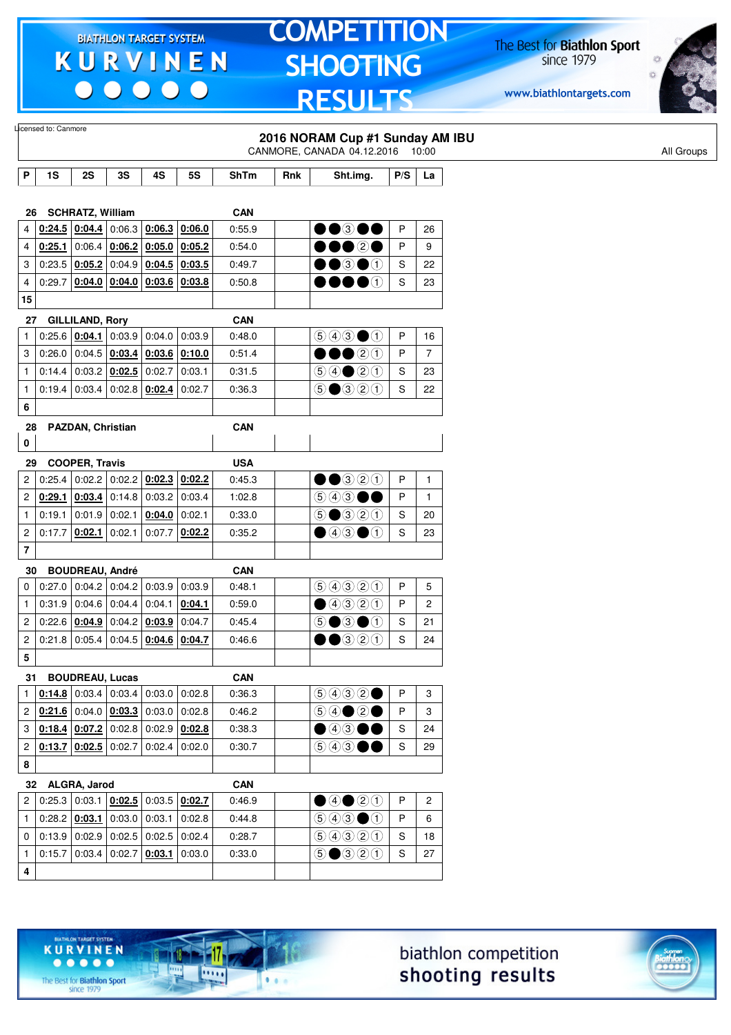# COMPETITION SHOOTING RESULTS

BIATHLON TARGET SYSTEM KURVINEN

The Best for Biathlon Sport since 1979

www.biathlontargets.com

Licensed to: Canmore

## 2016 NORAM Cup #1 Sunday AM IBU

CANMORE, CANADA 04.12.2016 10:00

All Groups

| P | 1S | 2S | 3S | 4S | 5S | ShTm | Rnk | Sht.img. | P/S | La |
|---|---|---|---|---|---|---|---|---|---|---|
| **26** | **SCHRATZ, William** | | | | | **CAN** | | | | |
| 4 | **0:24.5** | **0:04.4** | 0:06.3 | **0:06.3** | **0:06.0** | 0:55.9 | | ●●③●● | P | 26 |
| 4 | **0:25.1** | 0:06.4 | **0:06.2** | **0:05.0** | **0:05.2** | 0:54.0 | | ●●●②● | P | 9 |
| 3 | 0:23.5 | **0:05.2** | 0:04.9 | **0:04.5** | **0:03.5** | 0:49.7 | | ●●③●① | S | 22 |
| 4 | 0:29.7 | **0:04.0** | **0:04.0** | **0:03.6** | **0:03.8** | 0:50.8 | | ●●●●① | S | 23 |
| **15** | | | | | | | | | | |
| **27** | **GILLILAND, Rory** | | | | | **CAN** | | | | |
| 1 | 0:25.6 | **0:04.1** | 0:03.9 | 0:04.0 | 0:03.9 | 0:48.0 | | ⑤④③●① | P | 16 |
| 3 | 0:26.0 | 0:04.5 | **0:03.4** | **0:03.6** | **0:10.0** | 0:51.4 | | ●●●②① | P | 7 |
| 1 | 0:14.4 | 0:03.2 | **0:02.5** | 0:02.7 | 0:03.1 | 0:31.5 | | ⑤④●②① | S | 23 |
| 1 | 0:19.4 | 0:03.4 | 0:02.8 | **0:02.4** | 0:02.7 | 0:36.3 | | ⑤●③②① | S | 22 |
| **6** | | | | | | | | | | |
| **28** | **PAZDAN, Christian** | | | | | **CAN** | | | | |
| **0** | | | | | | | | | | |
| **29** | **COOPER, Travis** | | | | | **USA** | | | | |
| 2 | 0:25.4 | 0:02.2 | 0:02.2 | **0:02.3** | **0:02.2** | 0:45.3 | | ●●③②① | P | 1 |
| 2 | **0:29.1** | **0:03.4** | 0:14.8 | 0:03.2 | 0:03.4 | 1:02.8 | | ⑤④③●● | P | 1 |
| 1 | 0:19.1 | 0:01.9 | 0:02.1 | **0:04.0** | 0:02.1 | 0:33.0 | | ⑤●③②① | S | 20 |
| 2 | 0:17.7 | **0:02.1** | 0:02.1 | 0:07.7 | **0:02.2** | 0:35.2 | | ●④③●① | S | 23 |
| **7** | | | | | | | | | | |
| **30** | **BOUDREAU, André** | | | | | **CAN** | | | | |
| 0 | 0:27.0 | 0:04.2 | 0:04.2 | 0:03.9 | 0:03.9 | 0:48.1 | | ⑤④③②① | P | 5 |
| 1 | 0:31.9 | 0:04.6 | 0:04.4 | 0:04.1 | **0:04.1** | 0:59.0 | | ●④③②① | P | 2 |
| 2 | 0:22.6 | **0:04.9** | 0:04.2 | **0:03.9** | 0:04.7 | 0:45.4 | | ⑤●③●① | S | 21 |
| 2 | 0:21.8 | 0:05.4 | 0:04.5 | **0:04.6** | **0:04.7** | 0:46.6 | | ●●③②① | S | 24 |
| **5** | | | | | | | | | | |
| **31** | **BOUDREAU, Lucas** | | | | | **CAN** | | | | |
| 1 | **0:14.8** | 0:03.4 | 0:03.4 | 0:03.0 | 0:02.8 | 0:36.3 | | ⑤④③②● | P | 3 |
| 2 | **0:21.6** | 0:04.0 | **0:03.3** | 0:03.0 | 0:02.8 | 0:46.2 | | ⑤④●②● | P | 3 |
| 3 | **0:18.4** | **0:07.2** | 0:02.8 | 0:02.9 | **0:02.8** | 0:38.3 | | ●④③●● | S | 24 |
| 2 | **0:13.7** | **0:02.5** | 0:02.7 | 0:02.4 | 0:02.0 | 0:30.7 | | ⑤④③●● | S | 29 |
| **8** | | | | | | | | | | |
| **32** | **ALGRA, Jarod** | | | | | **CAN** | | | | |
| 2 | 0:25.3 | 0:03.1 | **0:02.5** | 0:03.5 | **0:02.7** | 0:46.9 | | ●④●②① | P | 2 |
| 1 | 0:28.2 | **0:03.1** | 0:03.0 | 0:03.1 | 0:02.8 | 0:44.8 | | ⑤④③●① | P | 6 |
| 0 | 0:13.9 | 0:02.9 | 0:02.5 | 0:02.5 | 0:02.4 | 0:28.7 | | ⑤④③②① | S | 18 |
| 1 | 0:15.7 | 0:03.4 | 0:02.7 | **0:03.1** | 0:03.0 | 0:33.0 | | ⑤●③②① | S | 27 |
| **4** | | | | | | | | | | |

biathlon competition shooting results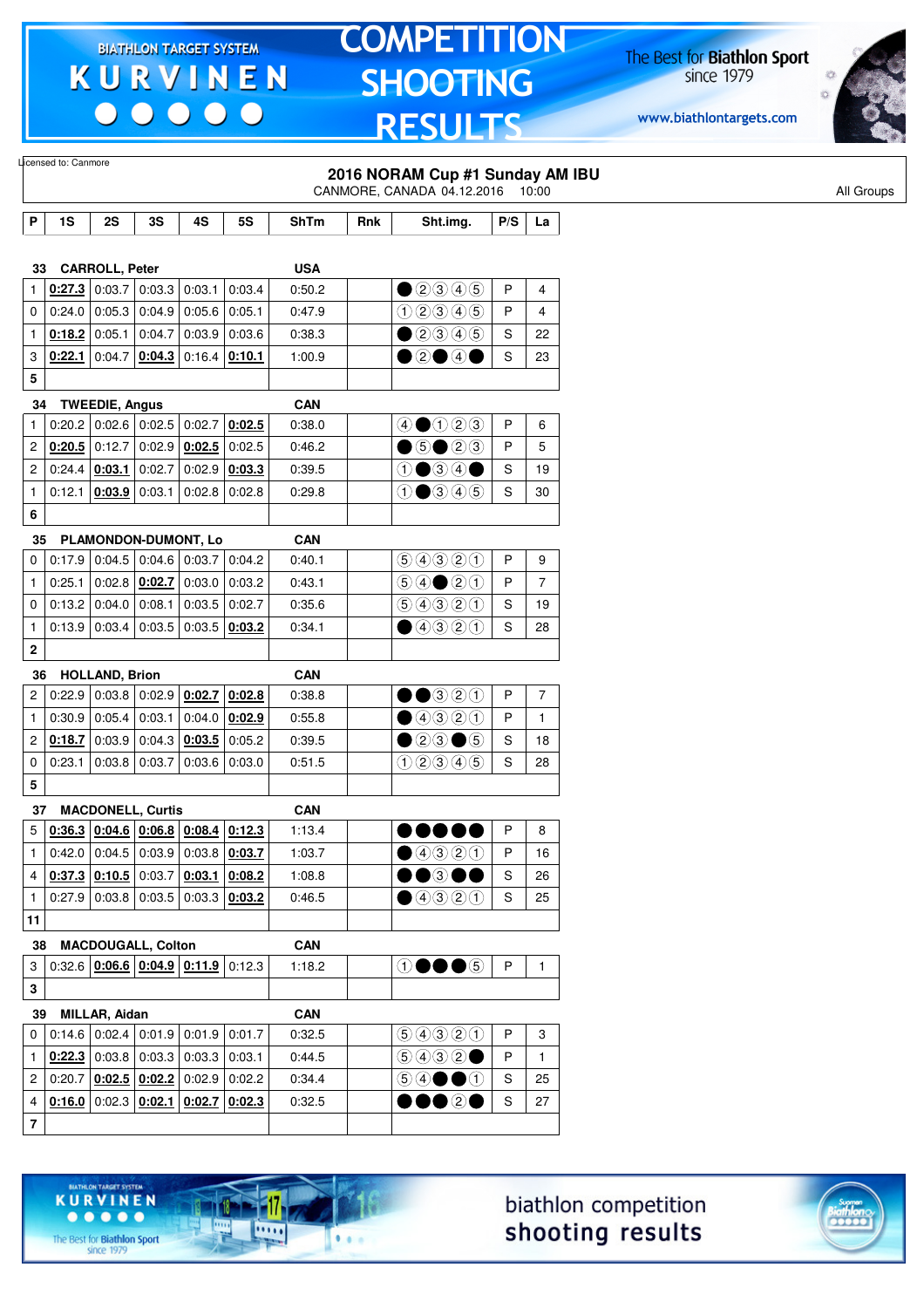Licensed to: Canmore

# 2016 NORAM Cup #1 Sunday AM IBU

CANMORE, CANADA 04.12.2016 10:00

All Groups

| P | 1S | 2S | 3S | 4S | 5S | ShTm | Rnk | Sht.img. | P/S | La |
|---|---|---|---|---|---|---|---|---|---|---|
| **33** | **CARROLL, Peter** | | | | | **USA** | | | | |
| 1 | **0:27.3** | 0:03.7 | 0:03.3 | 0:03.1 | 0:03.4 | 0:50.2 | | ●②③④⑤ | P | 4 |
| 0 | 0:24.0 | 0:05.3 | 0:04.9 | 0:05.6 | 0:05.1 | 0:47.9 | | ①②③④⑤ | P | 4 |
| 1 | **0:18.2** | 0:05.1 | 0:04.7 | 0:03.9 | 0:03.6 | 0:38.3 | | ●②③④⑤ | S | 22 |
| 3 | **0:22.1** | 0:04.7 | **0:04.3** | 0:16.4 | **0:10.1** | 1:00.9 | | ●②●④● | S | 23 |
| **5** | | | | | | | | | | |
| **34** | **TWEEDIE, Angus** | | | | | **CAN** | | | | |
| 1 | 0:20.2 | 0:02.6 | 0:02.5 | 0:02.7 | **0:02.5** | 0:38.0 | | ④●①②③ | P | 6 |
| 2 | **0:20.5** | 0:12.7 | 0:02.9 | **0:02.5** | 0:02.5 | 0:46.2 | | ●⑤●②③ | P | 5 |
| 2 | 0:24.4 | **0:03.1** | 0:02.7 | 0:02.9 | **0:03.3** | 0:39.5 | | ①●③④● | S | 19 |
| 1 | 0:12.1 | **0:03.9** | 0:03.1 | 0:02.8 | 0:02.8 | 0:29.8 | | ①●③④⑤ | S | 30 |
| **6** | | | | | | | | | | |
| **35** | **PLAMONDON-DUMONT, Lo** | | | | | **CAN** | | | | |
| 0 | 0:17.9 | 0:04.5 | 0:04.6 | 0:03.7 | 0:04.2 | 0:40.1 | | ⑤④③②① | P | 9 |
| 1 | 0:25.1 | 0:02.8 | **0:02.7** | 0:03.0 | 0:03.2 | 0:43.1 | | ⑤④●②① | P | 7 |
| 0 | 0:13.2 | 0:04.0 | 0:08.1 | 0:03.5 | 0:02.7 | 0:35.6 | | ⑤④③②① | S | 19 |
| 1 | 0:13.9 | 0:03.4 | 0:03.5 | 0:03.5 | **0:03.2** | 0:34.1 | | ●④③②① | S | 28 |
| **2** | | | | | | | | | | |
| **36** | **HOLLAND, Brion** | | | | | **CAN** | | | | |
| 2 | 0:22.9 | 0:03.8 | 0:02.9 | **0:02.7** | **0:02.8** | 0:38.8 | | ●●③②① | P | 7 |
| 1 | 0:30.9 | 0:05.4 | 0:03.1 | 0:04.0 | **0:02.9** | 0:55.8 | | ●④③②① | P | 1 |
| 2 | **0:18.7** | 0:03.9 | 0:04.3 | **0:03.5** | 0:05.2 | 0:39.5 | | ●②③●⑤ | S | 18 |
| 0 | 0:23.1 | 0:03.8 | 0:03.7 | 0:03.6 | 0:03.0 | 0:51.5 | | ①②③④⑤ | S | 28 |
| **5** | | | | | | | | | | |
| **37** | **MACDONELL, Curtis** | | | | | **CAN** | | | | |
| 5 | **0:36.3** | **0:04.6** | **0:06.8** | **0:08.4** | **0:12.3** | 1:13.4 | | ●●●●● | P | 8 |
| 1 | 0:42.0 | 0:04.5 | 0:03.9 | 0:03.8 | **0:03.7** | 1:03.7 | | ●④③②① | P | 16 |
| 4 | **0:37.3** | **0:10.5** | 0:03.7 | **0:03.1** | **0:08.2** | 1:08.8 | | ●●③●● | S | 26 |
| 1 | 0:27.9 | 0:03.8 | 0:03.5 | 0:03.3 | **0:03.2** | 0:46.5 | | ●④③②① | S | 25 |
| **11** | | | | | | | | | | |
| **38** | **MACDOUGALL, Colton** | | | | | **CAN** | | | | |
| 3 | 0:32.6 | **0:06.6** | **0:04.9** | **0:11.9** | 0:12.3 | 1:18.2 | | ①●●●⑤ | P | 1 |
| **3** | | | | | | | | | | |
| **39** | **MILLAR, Aidan** | | | | | **CAN** | | | | |
| 0 | 0:14.6 | 0:02.4 | 0:01.9 | 0:01.9 | 0:01.7 | 0:32.5 | | ⑤④③②① | P | 3 |
| 1 | **0:22.3** | 0:03.8 | 0:03.3 | 0:03.3 | 0:03.1 | 0:44.5 | | ⑤④③②● | P | 1 |
| 2 | 0:20.7 | **0:02.5** | **0:02.2** | 0:02.9 | 0:02.2 | 0:34.4 | | ⑤④●●① | S | 25 |
| 4 | **0:16.0** | 0:02.3 | **0:02.1** | **0:02.7** | **0:02.3** | 0:32.5 | | ●●●②● | S | 27 |
| **7** | | | | | | | | | | |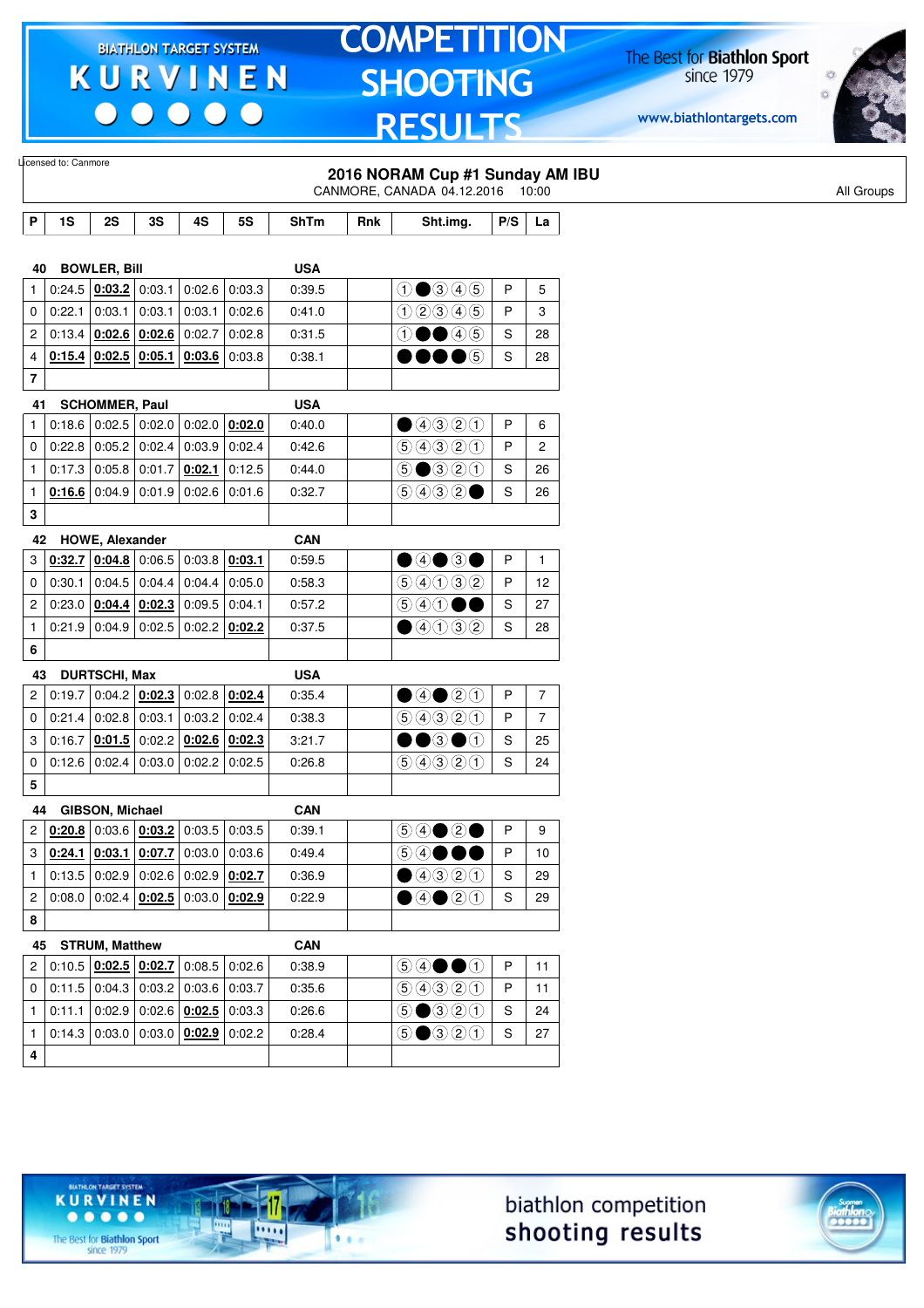Licensed to: Canmore

## 2016 NORAM Cup #1 Sunday AM IBU

CANMORE, CANADA 04.12.2016 10:00

All Groups

| P | 1S | 2S | 3S | 4S | 5S | ShTm | Rnk | Sht.img. | P/S | La |
|---|---|---|---|---|---|---|---|---|---|---|
| **40 BOWLER, Bill** | | | | | | **USA** | | | | |
| 1 | 0:24.5 | **0:03.2** | 0:03.1 | 0:02.6 | 0:03.3 | 0:39.5 | | ①●③④⑤ | P | 5 |
| 0 | 0:22.1 | 0:03.1 | 0:03.1 | 0:03.1 | 0:02.6 | 0:41.0 | | ①②③④⑤ | P | 3 |
| 2 | 0:13.4 | **0:02.6** | **0:02.6** | 0:02.7 | 0:02.8 | 0:31.5 | | ①●●④⑤ | S | 28 |
| 4 | **0:15.4** | **0:02.5** | **0:05.1** | **0:03.6** | 0:03.8 | 0:38.1 | | ●●●●⑤ | S | 28 |
| **7** | | | | | | | | | | |
| **41 SCHOMMER, Paul** | | | | | | **USA** | | | | |
| 1 | 0:18.6 | 0:02.5 | 0:02.0 | 0:02.0 | **0:02.0** | 0:40.0 | | ●④③②① | P | 6 |
| 0 | 0:22.8 | 0:05.2 | 0:02.4 | 0:03.9 | 0:02.4 | 0:42.6 | | ⑤④③②① | P | 2 |
| 1 | 0:17.3 | 0:05.8 | 0:01.7 | **0:02.1** | 0:12.5 | 0:44.0 | | ⑤●③②① | S | 26 |
| 1 | **0:16.6** | 0:04.9 | 0:01.9 | 0:02.6 | 0:01.6 | 0:32.7 | | ⑤④③②● | S | 26 |
| **3** | | | | | | | | | | |
| **42 HOWE, Alexander** | | | | | | **CAN** | | | | |
| 3 | **0:32.7** | **0:04.8** | 0:06.5 | 0:03.8 | **0:03.1** | 0:59.5 | | ●④●③● | P | 1 |
| 0 | 0:30.1 | 0:04.5 | 0:04.4 | 0:04.4 | 0:05.0 | 0:58.3 | | ⑤④①③② | P | 12 |
| 2 | 0:23.0 | **0:04.4** | **0:02.3** | 0:09.5 | 0:04.1 | 0:57.2 | | ⑤④①●● | S | 27 |
| 1 | 0:21.9 | 0:04.9 | 0:02.5 | 0:02.2 | **0:02.2** | 0:37.5 | | ●④①③② | S | 28 |
| **6** | | | | | | | | | | |
| **43 DURTSCHI, Max** | | | | | | **USA** | | | | |
| 2 | 0:19.7 | 0:04.2 | **0:02.3** | 0:02.8 | **0:02.4** | 0:35.4 | | ●④●②① | P | 7 |
| 0 | 0:21.4 | 0:02.8 | 0:03.1 | 0:03.2 | 0:02.4 | 0:38.3 | | ⑤④③②① | P | 7 |
| 3 | 0:16.7 | **0:01.5** | 0:02.2 | **0:02.6** | **0:02.3** | 3:21.7 | | ●●③●① | S | 25 |
| 0 | 0:12.6 | 0:02.4 | 0:03.0 | 0:02.2 | 0:02.5 | 0:26.8 | | ⑤④③②① | S | 24 |
| **5** | | | | | | | | | | |
| **44 GIBSON, Michael** | | | | | | **CAN** | | | | |
| 2 | **0:20.8** | 0:03.6 | **0:03.2** | 0:03.5 | 0:03.5 | 0:39.1 | | ⑤④●②● | P | 9 |
| 3 | **0:24.1** | **0:03.1** | **0:07.7** | 0:03.0 | 0:03.6 | 0:49.4 | | ⑤④●●● | P | 10 |
| 1 | 0:13.5 | 0:02.9 | 0:02.6 | 0:02.9 | **0:02.7** | 0:36.9 | | ●④③②① | S | 29 |
| 2 | 0:08.0 | 0:02.4 | **0:02.5** | 0:03.0 | **0:02.9** | 0:22.9 | | ●④●②① | S | 29 |
| **8** | | | | | | | | | | |
| **45 STRUM, Matthew** | | | | | | **CAN** | | | | |
| 2 | 0:10.5 | **0:02.5** | **0:02.7** | 0:08.5 | 0:02.6 | 0:38.9 | | ⑤④●●① | P | 11 |
| 0 | 0:11.5 | 0:04.3 | 0:03.2 | 0:03.6 | 0:03.7 | 0:35.6 | | ⑤④③②① | P | 11 |
| 1 | 0:11.1 | 0:02.9 | 0:02.6 | **0:02.5** | 0:03.3 | 0:26.6 | | ⑤●③②① | S | 24 |
| 1 | 0:14.3 | 0:03.0 | 0:03.0 | **0:02.9** | 0:02.2 | 0:28.4 | | ⑤●③②① | S | 27 |
| **4** | | | | | | | | | | |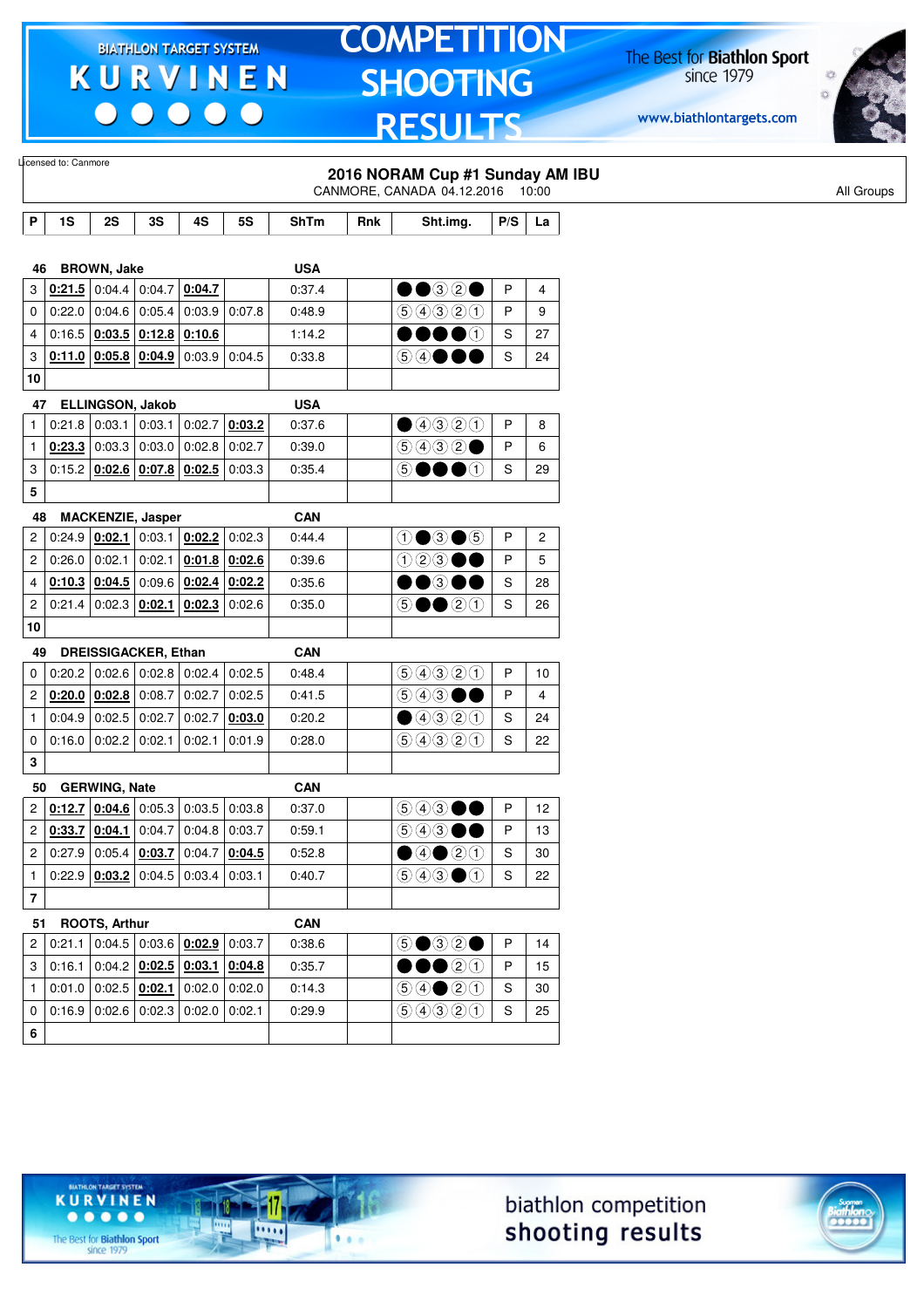Licensed to: Canmore

# 2016 NORAM Cup #1 Sunday AM IBU

CANMORE, CANADA 04.12.2016 10:00

All Groups

| P | 1S | 2S | 3S | 4S | 5S | ShTm | Rnk | Sht.img. | P/S | La |
|---|---|---|---|---|---|---|---|---|---|---|
| **46** | **BROWN, Jake** | | | | | **USA** | | | | |
| 3 | **0:21.5** | 0:04.4 | 0:04.7 | **0:04.7** | | 0:37.4 | | ●●③②● | P | 4 |
| 0 | 0:22.0 | 0:04.6 | 0:05.4 | 0:03.9 | 0:07.8 | 0:48.9 | | ⑤④③②① | P | 9 |
| 4 | 0:16.5 | **0:03.5** | **0:12.8** | **0:10.6** | | 1:14.2 | | ●●●●① | S | 27 |
| 3 | **0:11.0** | **0:05.8** | **0:04.9** | 0:03.9 | 0:04.5 | 0:33.8 | | ⑤④●●● | S | 24 |
| **10** | | | | | | | | | | |
| **47** | **ELLINGSON, Jakob** | | | | | **USA** | | | | |
| 1 | 0:21.8 | 0:03.1 | 0:03.1 | 0:02.7 | **0:03.2** | 0:37.6 | | ●④③②① | P | 8 |
| 1 | **0:23.3** | 0:03.3 | 0:03.0 | 0:02.8 | 0:02.7 | 0:39.0 | | ⑤④③②● | P | 6 |
| 3 | 0:15.2 | **0:02.6** | **0:07.8** | **0:02.5** | 0:03.3 | 0:35.4 | | ⑤●●●① | S | 29 |
| **5** | | | | | | | | | | |
| **48** | **MACKENZIE, Jasper** | | | | | **CAN** | | | | |
| 2 | 0:24.9 | **0:02.1** | 0:03.1 | **0:02.2** | 0:02.3 | 0:44.4 | | ①●③●⑤ | P | 2 |
| 2 | 0:26.0 | 0:02.1 | 0:02.1 | **0:01.8** | **0:02.6** | 0:39.6 | | ①②③●● | P | 5 |
| 4 | **0:10.3** | **0:04.5** | 0:09.6 | **0:02.4** | **0:02.2** | 0:35.6 | | ●●③●● | S | 28 |
| 2 | 0:21.4 | 0:02.3 | **0:02.1** | **0:02.3** | 0:02.6 | 0:35.0 | | ⑤●●②① | S | 26 |
| **10** | | | | | | | | | | |
| **49** | **DREISSIGACKER, Ethan** | | | | | **CAN** | | | | |
| 0 | 0:20.2 | 0:02.6 | 0:02.8 | 0:02.4 | 0:02.5 | 0:48.4 | | ⑤④③②① | P | 10 |
| 2 | **0:20.0** | **0:02.8** | 0:08.7 | 0:02.7 | 0:02.5 | 0:41.5 | | ⑤④③●● | P | 4 |
| 1 | 0:04.9 | 0:02.5 | 0:02.7 | 0:02.7 | **0:03.0** | 0:20.2 | | ●④③②① | S | 24 |
| 0 | 0:16.0 | 0:02.2 | 0:02.1 | 0:02.1 | 0:01.9 | 0:28.0 | | ⑤④③②① | S | 22 |
| **3** | | | | | | | | | | |
| **50** | **GERWING, Nate** | | | | | **CAN** | | | | |
| 2 | **0:12.7** | **0:04.6** | 0:05.3 | 0:03.5 | 0:03.8 | 0:37.0 | | ⑤④③●● | P | 12 |
| 2 | **0:33.7** | **0:04.1** | 0:04.7 | 0:04.8 | 0:03.7 | 0:59.1 | | ⑤④③●● | P | 13 |
| 2 | 0:27.9 | 0:05.4 | **0:03.7** | 0:04.7 | **0:04.5** | 0:52.8 | | ●④●②① | S | 30 |
| 1 | 0:22.9 | **0:03.2** | 0:04.5 | 0:03.4 | 0:03.1 | 0:40.7 | | ⑤④③●① | S | 22 |
| **7** | | | | | | | | | | |
| **51** | **ROOTS, Arthur** | | | | | **CAN** | | | | |
| 2 | 0:21.1 | 0:04.5 | 0:03.6 | **0:02.9** | 0:03.7 | 0:38.6 | | ⑤●③②● | P | 14 |
| 3 | 0:16.1 | 0:04.2 | **0:02.5** | **0:03.1** | **0:04.8** | 0:35.7 | | ●●●②① | P | 15 |
| 1 | 0:01.0 | 0:02.5 | **0:02.1** | 0:02.0 | 0:02.0 | 0:14.3 | | ⑤④●②① | S | 30 |
| 0 | 0:16.9 | 0:02.6 | 0:02.3 | 0:02.0 | 0:02.1 | 0:29.9 | | ⑤④③②① | S | 25 |
| **6** | | | | | | | | | | |

biathlon competition shooting results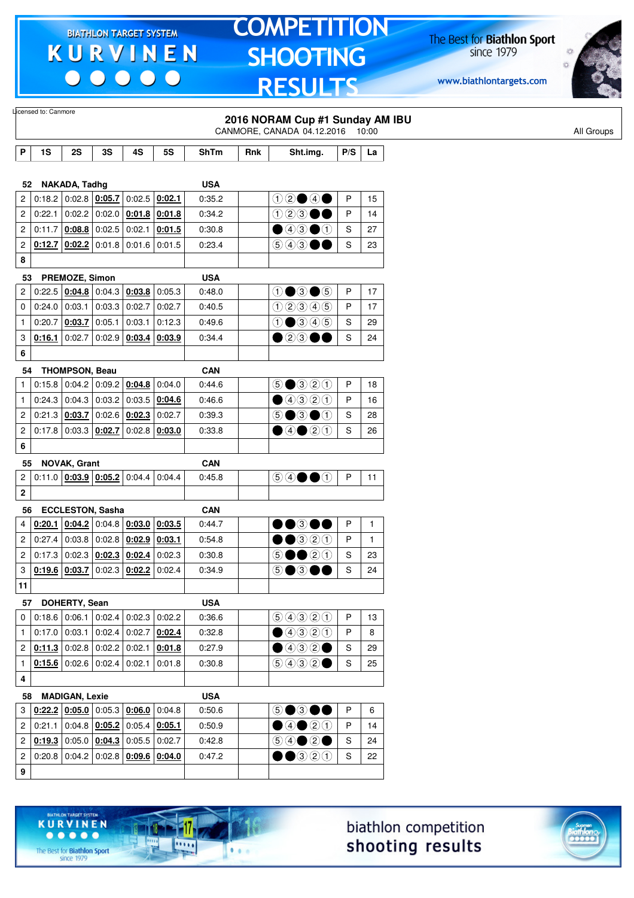Licensed to: Canmore

## 2016 NORAM Cup #1 Sunday AM IBU

CANMORE, CANADA 04.12.2016 10:00

All Groups

| P | 1S | 2S | 3S | 4S | 5S | ShTm | Rnk | Sht.img. | P/S | La |
|---|---|---|---|---|---|---|---|---|---|---|
| **52** | **NAKADA, Tadhg** | | | | | **USA** | | | | |
| 2 | 0:18.2 | 0:02.8 | **0:05.7** | 0:02.5 | **0:02.1** | 0:35.2 | | ①②●④● | P | 15 |
| 2 | 0:22.1 | 0:02.2 | 0:02.0 | **0:01.8** | **0:01.8** | 0:34.2 | | ①②③●● | P | 14 |
| 2 | 0:11.7 | **0:08.8** | 0:02.5 | 0:02.1 | **0:01.5** | 0:30.8 | | ●④③●① | S | 27 |
| 2 | **0:12.7** | **0:02.2** | 0:01.8 | 0:01.6 | 0:01.5 | 0:23.4 | | ⑤④③●● | S | 23 |
| **8** | | | | | | | | | | |
| **53** | **PREMOZE, Simon** | | | | | **USA** | | | | |
| 2 | 0:22.5 | **0:04.8** | 0:04.3 | **0:03.8** | 0:05.3 | 0:48.0 | | ①●③●⑤ | P | 17 |
| 0 | 0:24.0 | 0:03.1 | 0:03.3 | 0:02.7 | 0:02.7 | 0:40.5 | | ①②③④⑤ | P | 17 |
| 1 | 0:20.7 | **0:03.7** | 0:05.1 | 0:03.1 | 0:12.3 | 0:49.6 | | ①●③④⑤ | S | 29 |
| 3 | **0:16.1** | 0:02.7 | 0:02.9 | **0:03.4** | **0:03.9** | 0:34.4 | | ●②③●● | S | 24 |
| **6** | | | | | | | | | | |
| **54** | **THOMPSON, Beau** | | | | | **CAN** | | | | |
| 1 | 0:15.8 | 0:04.2 | 0:09.2 | **0:04.8** | 0:04.0 | 0:44.6 | | ⑤●③②① | P | 18 |
| 1 | 0:24.3 | 0:04.3 | 0:03.2 | 0:03.5 | **0:04.6** | 0:46.6 | | ●④③②① | P | 16 |
| 2 | 0:21.3 | **0:03.7** | 0:02.6 | **0:02.3** | 0:02.7 | 0:39.3 | | ⑤●③●① | S | 28 |
| 2 | 0:17.8 | 0:03.3 | **0:02.7** | 0:02.8 | **0:03.0** | 0:33.8 | | ●④●②① | S | 26 |
| **6** | | | | | | | | | | |
| **55** | **NOVAK, Grant** | | | | | **CAN** | | | | |
| 2 | 0:11.0 | **0:03.9** | **0:05.2** | 0:04.4 | 0:04.4 | 0:45.8 | | ⑤④●●① | P | 11 |
| **2** | | | | | | | | | | |
| **56** | **ECCLESTON, Sasha** | | | | | **CAN** | | | | |
| 4 | **0:20.1** | **0:04.2** | 0:04.8 | **0:03.0** | **0:03.5** | 0:44.7 | | ●●③●● | P | 1 |
| 2 | 0:27.4 | 0:03.8 | 0:02.8 | **0:02.9** | **0:03.1** | 0:54.8 | | ●●③②① | P | 1 |
| 2 | 0:17.3 | 0:02.3 | **0:02.3** | **0:02.4** | 0:02.3 | 0:30.8 | | ⑤●●②① | S | 23 |
| 3 | **0:19.6** | **0:03.7** | 0:02.3 | **0:02.2** | 0:02.4 | 0:34.9 | | ⑤●③●● | S | 24 |
| **11** | | | | | | | | | | |
| **57** | **DOHERTY, Sean** | | | | | **USA** | | | | |
| 0 | 0:18.6 | 0:06.1 | 0:02.4 | 0:02.3 | 0:02.2 | 0:36.6 | | ⑤④③②① | P | 13 |
| 1 | 0:17.0 | 0:03.1 | 0:02.4 | 0:02.7 | **0:02.4** | 0:32.8 | | ●④③②① | P | 8 |
| 2 | **0:11.3** | 0:02.8 | 0:02.2 | 0:02.1 | **0:01.8** | 0:27.9 | | ●④③②● | S | 29 |
| 1 | **0:15.6** | 0:02.6 | 0:02.4 | 0:02.1 | 0:01.8 | 0:30.8 | | ⑤④③②● | S | 25 |
| **4** | | | | | | | | | | |
| **58** | **MADIGAN, Lexie** | | | | | **USA** | | | | |
| 3 | **0:22.2** | **0:05.0** | 0:05.3 | **0:06.0** | 0:04.8 | 0:50.6 | | ⑤●③●● | P | 6 |
| 2 | 0:21.1 | 0:04.8 | **0:05.2** | 0:05.4 | **0:05.1** | 0:50.9 | | ●④●②① | P | 14 |
| 2 | **0:19.3** | 0:05.0 | **0:04.3** | 0:05.5 | 0:02.7 | 0:42.8 | | ⑤④●②● | S | 24 |
| 2 | 0:20.8 | 0:04.2 | 0:02.8 | **0:09.6** | **0:04.0** | 0:47.2 | | ●●③②① | S | 22 |
| **9** | | | | | | | | | | |

biathlon competition shooting results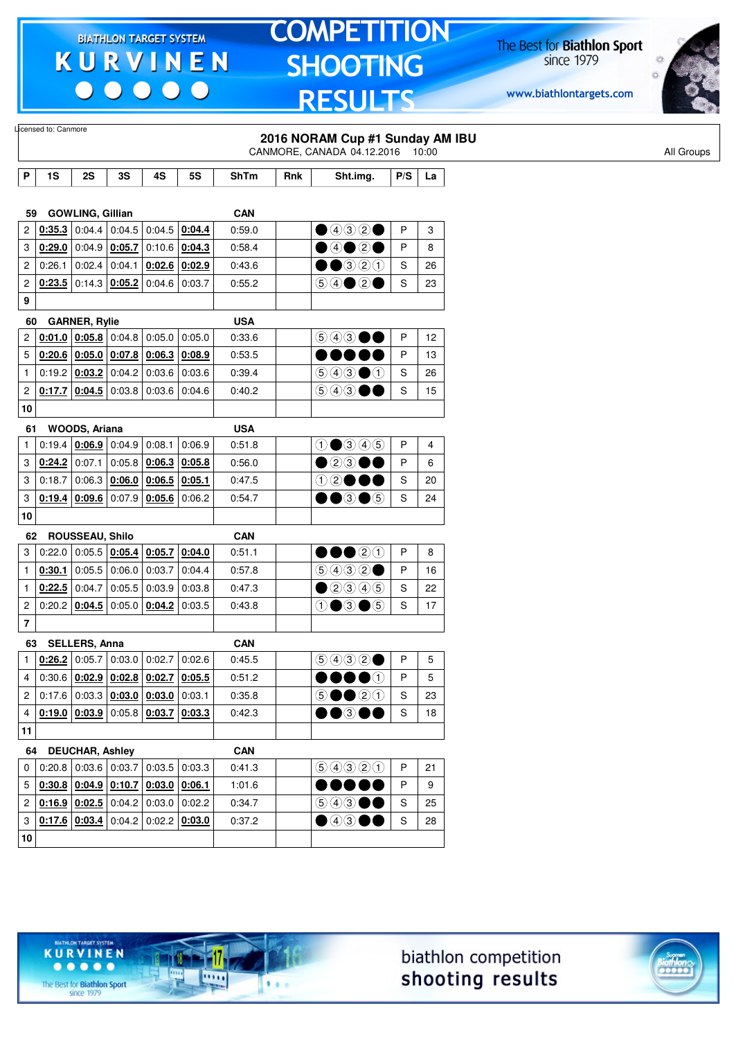Licensed to: Canmore

## 2016 NORAM Cup #1 Sunday AM IBU

CANMORE, CANADA 04.12.2016 10:00

All Groups

| P | 1S | 2S | 3S | 4S | 5S | ShTm | Rnk | Sht.img. | P/S | La |
|---|---|---|---|---|---|---|---|---|---|---|
| **59** | **GOWLING, Gillian** | | | | | **CAN** | | | | |
| 2 | **0:35.3** | 0:04.4 | 0:04.5 | 0:04.5 | **0:04.4** | 0:59.0 | | ● ④ ③ ② ● | P | 3 |
| 3 | **0:29.0** | 0:04.9 | **0:05.7** | 0:10.6 | **0:04.3** | 0:58.4 | | ● ④ ● ② ● | P | 8 |
| 2 | 0:26.1 | 0:02.4 | 0:04.1 | **0:02.6** | **0:02.9** | 0:43.6 | | ● ● ③ ② ① | S | 26 |
| 2 | **0:23.5** | 0:14.3 | **0:05.2** | 0:04.6 | 0:03.7 | 0:55.2 | | ⑤ ④ ● ② ● | S | 23 |
| **9** | | | | | | | | | | |
| **60** | **GARNER, Rylie** | | | | | **USA** | | | | |
| 2 | **0:01.0** | **0:05.8** | 0:04.8 | 0:05.0 | 0:05.0 | 0:33.6 | | ⑤ ④ ③ ● ● | P | 12 |
| 5 | **0:20.6** | **0:05.0** | **0:07.8** | **0:06.3** | **0:08.9** | 0:53.5 | | ● ● ● ● ● | P | 13 |
| 1 | 0:19.2 | **0:03.2** | 0:04.2 | 0:03.6 | 0:03.6 | 0:39.4 | | ⑤ ④ ③ ● ① | S | 26 |
| 2 | **0:17.7** | **0:04.5** | 0:03.8 | 0:03.6 | 0:04.6 | 0:40.2 | | ⑤ ④ ③ ● ● | S | 15 |
| **10** | | | | | | | | | | |
| **61** | **WOODS, Ariana** | | | | | **USA** | | | | |
| 1 | 0:19.4 | **0:06.9** | 0:04.9 | 0:08.1 | 0:06.9 | 0:51.8 | | ① ● ③ ④ ⑤ | P | 4 |
| 3 | **0:24.2** | 0:07.1 | 0:05.8 | **0:06.3** | **0:05.8** | 0:56.0 | | ● ② ③ ● ● | P | 6 |
| 3 | 0:18.7 | 0:06.3 | **0:06.0** | **0:06.5** | **0:05.1** | 0:47.5 | | ① ② ● ● ● | S | 20 |
| 3 | **0:19.4** | **0:09.6** | 0:07.9 | **0:05.6** | 0:06.2 | 0:54.7 | | ● ● ③ ● ⑤ | S | 24 |
| **10** | | | | | | | | | | |
| **62** | **ROUSSEAU, Shilo** | | | | | **CAN** | | | | |
| 3 | 0:22.0 | 0:05.5 | **0:05.4** | **0:05.7** | **0:04.0** | 0:51.1 | | ● ● ● ② ① | P | 8 |
| 1 | **0:30.1** | 0:05.5 | 0:06.0 | 0:03.7 | 0:04.4 | 0:57.8 | | ⑤ ④ ③ ② ● | P | 16 |
| 1 | **0:22.5** | 0:04.7 | 0:05.5 | 0:03.9 | 0:03.8 | 0:47.3 | | ● ② ③ ④ ⑤ | S | 22 |
| 2 | 0:20.2 | **0:04.5** | 0:05.0 | **0:04.2** | 0:03.5 | 0:43.8 | | ① ● ③ ● ⑤ | S | 17 |
| **7** | | | | | | | | | | |
| **63** | **SELLERS, Anna** | | | | | **CAN** | | | | |
| 1 | **0:26.2** | 0:05.7 | 0:03.0 | 0:02.7 | 0:02.6 | 0:45.5 | | ⑤ ④ ③ ② ● | P | 5 |
| 4 | 0:30.6 | **0:02.9** | **0:02.8** | **0:02.7** | **0:05.5** | 0:51.2 | | ● ● ● ● ① | P | 5 |
| 2 | 0:17.6 | 0:03.3 | **0:03.0** | **0:03.0** | 0:03.1 | 0:35.8 | | ⑤ ● ● ② ① | S | 23 |
| 4 | **0:19.0** | **0:03.9** | 0:05.8 | **0:03.7** | **0:03.3** | 0:42.3 | | ● ● ③ ● ● | S | 18 |
| **11** | | | | | | | | | | |
| **64** | **DEUCHAR, Ashley** | | | | | **CAN** | | | | |
| 0 | 0:20.8 | 0:03.6 | 0:03.7 | 0:03.5 | 0:03.3 | 0:41.3 | | ⑤ ④ ③ ② ① | P | 21 |
| 5 | **0:30.8** | **0:04.9** | **0:10.7** | **0:03.0** | **0:06.1** | 1:01.6 | | ● ● ● ● ● | P | 9 |
| 2 | **0:16.9** | **0:02.5** | 0:04.2 | 0:03.0 | 0:02.2 | 0:34.7 | | ⑤ ④ ③ ● ● | S | 25 |
| 3 | **0:17.6** | **0:03.4** | 0:04.2 | 0:02.2 | **0:03.0** | 0:37.2 | | ● ④ ③ ● ● | S | 28 |
| **10** | | | | | | | | | | |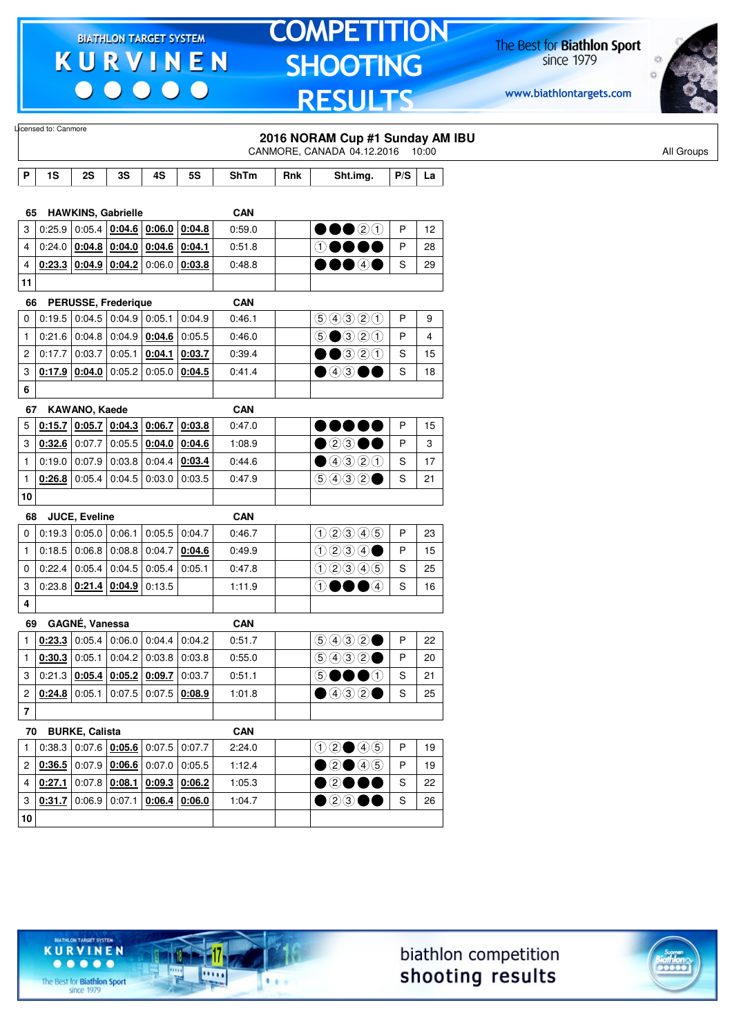Licensed to: Canmore

## 2016 NORAM Cup #1 Sunday AM IBU

CANMORE, CANADA 04.12.2016 10:00

All Groups

| P | 1S | 2S | 3S | 4S | 5S | ShTm | Rnk | Sht.img. | P/S | La |
|---|---|---|---|---|---|---|---|---|---|---|
| **65** | **HAWKINS, Gabrielle** | | | | | **CAN** | | | | |
| 3 | 0:25.9 | 0:05.4 | **0:04.6** | **0:06.0** | **0:04.8** | 0:59.0 | | ●●●②① | P | 12 |
| 4 | 0:24.0 | **0:04.8** | **0:04.0** | **0:04.6** | **0:04.1** | 0:51.8 | | ①●●●● | P | 28 |
| 4 | **0:23.3** | **0:04.9** | **0:04.2** | 0:06.0 | **0:03.8** | 0:48.8 | | ●●●④● | S | 29 |
| 11 | | | | | | | | | | |
| **66** | **PERUSSE, Frederique** | | | | | **CAN** | | | | |
| 0 | 0:19.5 | 0:04.5 | 0:04.9 | 0:05.1 | 0:04.9 | 0:46.1 | | ⑤④③②① | P | 9 |
| 1 | 0:21.6 | 0:04.8 | 0:04.9 | **0:04.6** | 0:05.5 | 0:46.0 | | ⑤●③②① | P | 4 |
| 2 | 0:17.7 | 0:03.7 | 0:05.1 | **0:04.1** | **0:03.7** | 0:39.4 | | ●●③②① | S | 15 |
| 3 | **0:17.9** | **0:04.0** | 0:05.2 | 0:05.0 | **0:04.5** | 0:41.4 | | ●④③●● | S | 18 |
| 6 | | | | | | | | | | |
| **67** | **KAWANO, Kaede** | | | | | **CAN** | | | | |
| 5 | **0:15.7** | **0:05.7** | **0:04.3** | **0:06.7** | **0:03.8** | 0:47.0 | | ●●●●● | P | 15 |
| 3 | **0:32.6** | 0:07.7 | 0:05.5 | **0:04.0** | **0:04.6** | 1:08.9 | | ●②③●● | P | 3 |
| 1 | 0:19.0 | 0:07.9 | 0:03.8 | 0:04.4 | **0:03.4** | 0:44.6 | | ●④③②① | S | 17 |
| 1 | **0:26.8** | 0:05.4 | 0:04.5 | 0:03.0 | 0:03.5 | 0:47.9 | | ⑤④③②● | S | 21 |
| 10 | | | | | | | | | | |
| **68** | **JUCE, Eveline** | | | | | **CAN** | | | | |
| 0 | 0:19.3 | 0:05.0 | 0:06.1 | 0:05.5 | 0:04.7 | 0:46.7 | | ①②③④⑤ | P | 23 |
| 1 | 0:18.5 | 0:06.8 | 0:08.8 | 0:04.7 | **0:04.6** | 0:49.9 | | ①②③④● | P | 15 |
| 0 | 0:22.4 | 0:05.4 | 0:04.5 | 0:05.4 | 0:05.1 | 0:47.8 | | ①②③④⑤ | S | 25 |
| 3 | 0:23.8 | **0:21.4** | **0:04.9** | 0:13.5 | | 1:11.9 | | ①●●●④ | S | 16 |
| 4 | | | | | | | | | | |
| **69** | **GAGNÉ, Vanessa** | | | | | **CAN** | | | | |
| 1 | **0:23.3** | 0:05.4 | 0:06.0 | 0:04.4 | 0:04.2 | 0:51.7 | | ⑤④③②● | P | 22 |
| 1 | **0:30.3** | 0:05.1 | 0:04.2 | 0:03.8 | 0:03.8 | 0:55.0 | | ⑤④③②● | P | 20 |
| 3 | 0:21.3 | **0:05.4** | **0:05.2** | **0:09.7** | 0:03.7 | 0:51.1 | | ⑤●●●① | S | 21 |
| 2 | **0:24.8** | 0:05.1 | 0:07.5 | 0:07.5 | **0:08.9** | 1:01.8 | | ●④③②● | S | 25 |
| 7 | | | | | | | | | | |
| **70** | **BURKE, Calista** | | | | | **CAN** | | | | |
| 1 | 0:38.3 | 0:07.6 | **0:05.6** | 0:07.5 | 0:07.7 | 2:24.0 | | ①②●④⑤ | P | 19 |
| 2 | **0:36.5** | 0:07.9 | **0:06.6** | 0:07.0 | 0:05.5 | 1:12.4 | | ●②●④⑤ | P | 19 |
| 4 | **0:27.1** | 0:07.8 | **0:08.1** | **0:09.3** | **0:06.2** | 1:05.3 | | ●②●●● | S | 22 |
| 3 | **0:31.7** | 0:06.9 | 0:07.1 | **0:06.4** | **0:06.0** | 1:04.7 | | ●②③●● | S | 26 |
| 10 | | | | | | | | | | |

biathlon competition shooting results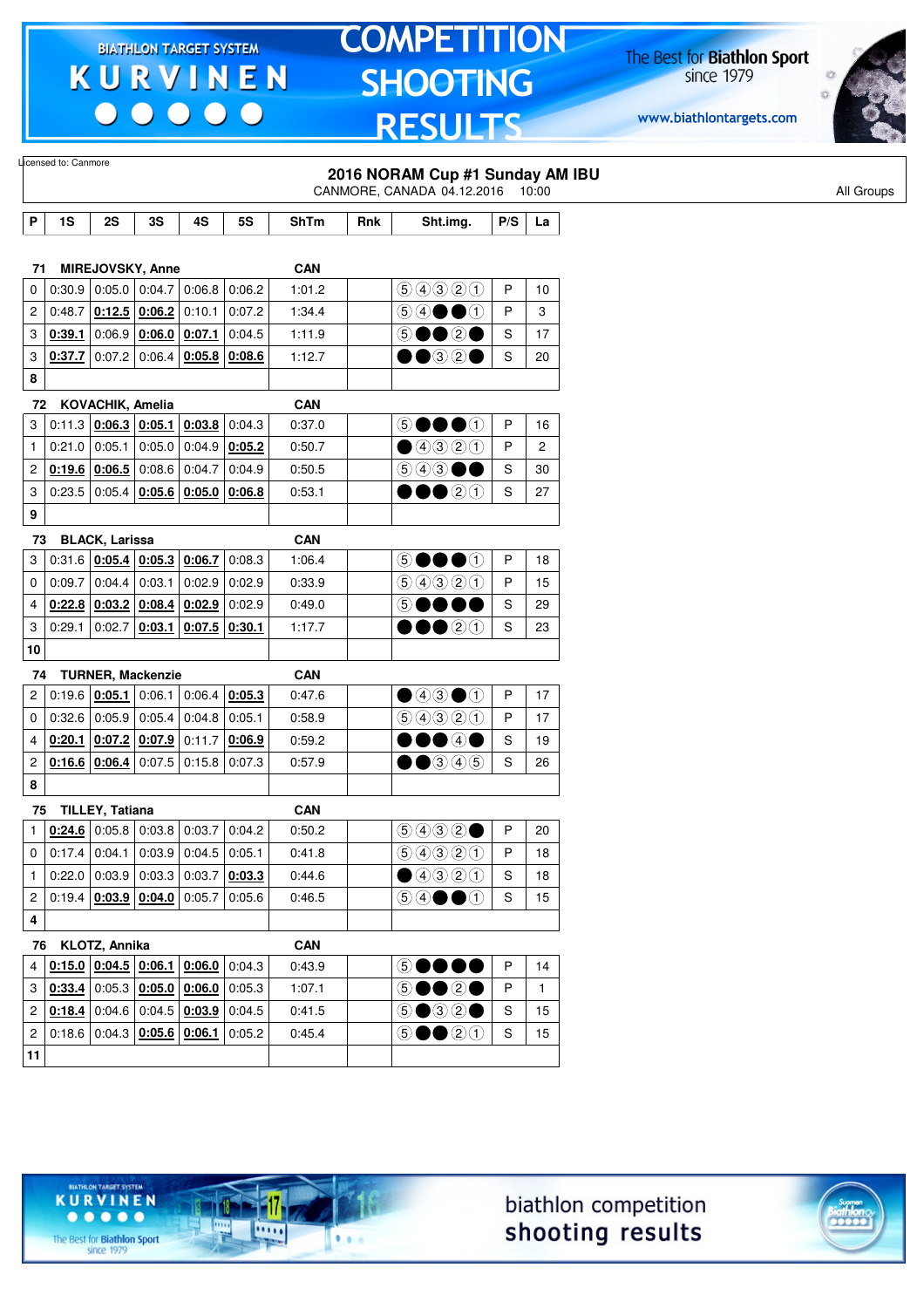Licensed to: Canmore

## 2016 NORAM Cup #1 Sunday AM IBU

CANMORE, CANADA 04.12.2016 10:00

All Groups

| P | 1S | 2S | 3S | 4S | 5S | ShTm | Rnk | Sht.img. | P/S | La |
|---|---|---|---|---|---|---|---|---|---|---|
| **71** | **MIREJOVSKY, Anne** | | | | | **CAN** | | | | |
| 0 | 0:30.9 | 0:05.0 | 0:04.7 | 0:06.8 | 0:06.2 | 1:01.2 | | ⑤④③②① | P | 10 |
| 2 | 0:48.7 | **0:12.5** | **0:06.2** | 0:10.1 | 0:07.2 | 1:34.4 | | ⑤④●●① | P | 3 |
| 3 | **0:39.1** | 0:06.9 | **0:06.0** | **0:07.1** | 0:04.5 | 1:11.9 | | ⑤●●②● | S | 17 |
| 3 | **0:37.7** | 0:07.2 | 0:06.4 | **0:05.8** | **0:08.6** | 1:12.7 | | ●●③②● | S | 20 |
| **8** | | | | | | | | | | |
| **72** | **KOVACHIK, Amelia** | | | | | **CAN** | | | | |
| 3 | 0:11.3 | **0:06.3** | **0:05.1** | **0:03.8** | 0:04.3 | 0:37.0 | | ⑤●●●① | P | 16 |
| 1 | 0:21.0 | 0:05.1 | 0:05.0 | 0:04.9 | **0:05.2** | 0:50.7 | | ●④③②① | P | 2 |
| 2 | **0:19.6** | **0:06.5** | 0:08.6 | 0:04.7 | 0:04.9 | 0:50.5 | | ⑤④③●● | S | 30 |
| 3 | 0:23.5 | 0:05.4 | **0:05.6** | **0:05.0** | **0:06.8** | 0:53.1 | | ●●●②① | S | 27 |
| **9** | | | | | | | | | | |
| **73** | **BLACK, Larissa** | | | | | **CAN** | | | | |
| 3 | 0:31.6 | **0:05.4** | **0:05.3** | **0:06.7** | 0:08.3 | 1:06.4 | | ⑤●●●① | P | 18 |
| 0 | 0:09.7 | 0:04.4 | 0:03.1 | 0:02.9 | 0:02.9 | 0:33.9 | | ⑤④③②① | P | 15 |
| 4 | **0:22.8** | **0:03.2** | **0:08.4** | **0:02.9** | 0:02.9 | 0:49.0 | | ⑤●●●● | S | 29 |
| 3 | 0:29.1 | 0:02.7 | **0:03.1** | **0:07.5** | **0:30.1** | 1:17.7 | | ●●●②① | S | 23 |
| **10** | | | | | | | | | | |
| **74** | **TURNER, Mackenzie** | | | | | **CAN** | | | | |
| 2 | 0:19.6 | **0:05.1** | 0:06.1 | 0:06.4 | **0:05.3** | 0:47.6 | | ●④③●① | P | 17 |
| 0 | 0:32.6 | 0:05.9 | 0:05.4 | 0:04.8 | 0:05.1 | 0:58.9 | | ⑤④③②① | P | 17 |
| 4 | **0:20.1** | **0:07.2** | **0:07.9** | 0:11.7 | **0:06.9** | 0:59.2 | | ●●●④● | S | 19 |
| 2 | **0:16.6** | **0:06.4** | 0:07.5 | 0:15.8 | 0:07.3 | 0:57.9 | | ●●③④⑤ | S | 26 |
| **8** | | | | | | | | | | |
| **75** | **TILLEY, Tatiana** | | | | | **CAN** | | | | |
| 1 | **0:24.6** | 0:05.8 | 0:03.8 | 0:03.7 | 0:04.2 | 0:50.2 | | ⑤④③②● | P | 20 |
| 0 | 0:17.4 | 0:04.1 | 0:03.9 | 0:04.5 | 0:05.1 | 0:41.8 | | ⑤④③②① | P | 18 |
| 1 | 0:22.0 | 0:03.9 | 0:03.3 | 0:03.7 | **0:03.3** | 0:44.6 | | ●④③②① | S | 18 |
| 2 | 0:19.4 | **0:03.9** | **0:04.0** | 0:05.7 | 0:05.6 | 0:46.5 | | ⑤④●●① | S | 15 |
| **4** | | | | | | | | | | |
| **76** | **KLOTZ, Annika** | | | | | **CAN** | | | | |
| 4 | **0:15.0** | **0:04.5** | **0:06.1** | **0:06.0** | 0:04.3 | 0:43.9 | | ⑤●●●● | P | 14 |
| 3 | **0:33.4** | 0:05.3 | **0:05.0** | **0:06.0** | 0:05.3 | 1:07.1 | | ⑤●●②● | P | 1 |
| 2 | **0:18.4** | 0:04.6 | 0:04.5 | **0:03.9** | 0:04.5 | 0:41.5 | | ⑤●③②● | S | 15 |
| 2 | 0:18.6 | 0:04.3 | **0:05.6** | **0:06.1** | 0:05.2 | 0:45.4 | | ⑤●●②① | S | 15 |
| **11** | | | | | | | | | | |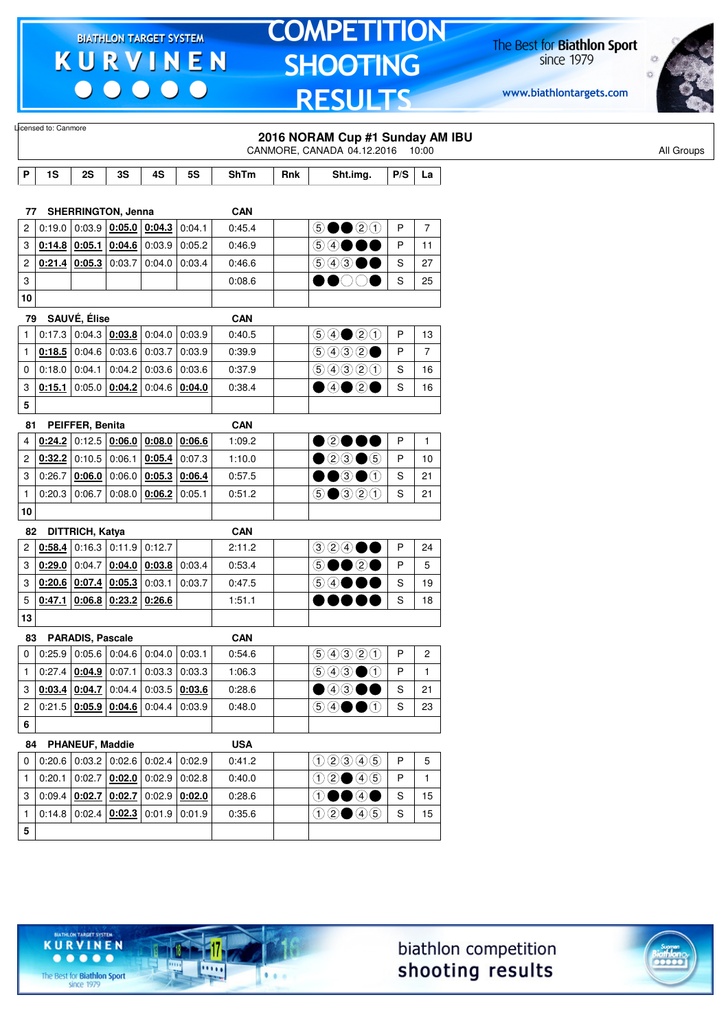Licensed to: Canmore

## 2016 NORAM Cup #1 Sunday AM IBU

CANMORE, CANADA 04.12.2016 10:00

All Groups

| P | 1S | 2S | 3S | 4S | 5S | ShTm | Rnk | Sht.img. | P/S | La |
|---|---|---|---|---|---|---|---|---|---|---|
| **77** | **SHERRINGTON, Jenna** | | | | | **CAN** | | | | |
| 2 | 0:19.0 | 0:03.9 | **0:05.0** | **0:04.3** | 0:04.1 | 0:45.4 | | ⑤●●②① | P | 7 |
| 3 | **0:14.8** | **0:05.1** | **0:04.6** | 0:03.9 | 0:05.2 | 0:46.9 | | ⑤④●●● | P | 11 |
| 2 | **0:21.4** | **0:05.3** | 0:03.7 | 0:04.0 | 0:03.4 | 0:46.6 | | ⑤④③●● | S | 27 |
| 3 | | | | | | 0:08.6 | | ●●○○● | S | 25 |
| **10** | | | | | | | | | | |
| **79** | **SAUVÉ, Élise** | | | | | **CAN** | | | | |
| 1 | 0:17.3 | 0:04.3 | **0:03.8** | 0:04.0 | 0:03.9 | 0:40.5 | | ⑤④●②① | P | 13 |
| 1 | **0:18.5** | 0:04.6 | 0:03.6 | 0:03.7 | 0:03.9 | 0:39.9 | | ⑤④③②● | P | 7 |
| 0 | 0:18.0 | 0:04.1 | 0:04.2 | 0:03.6 | 0:03.6 | 0:37.9 | | ⑤④③②① | S | 16 |
| 3 | **0:15.1** | 0:05.0 | **0:04.2** | 0:04.6 | **0:04.0** | 0:38.4 | | ●④●②● | S | 16 |
| **5** | | | | | | | | | | |
| **81** | **PEIFFER, Benita** | | | | | **CAN** | | | | |
| 4 | **0:24.2** | 0:12.5 | **0:06.0** | **0:08.0** | **0:06.6** | 1:09.2 | | ●②●●● | P | 1 |
| 2 | **0:32.2** | 0:10.5 | 0:06.1 | **0:05.4** | 0:07.3 | 1:10.0 | | ●②③●⑤ | P | 10 |
| 3 | 0:26.7 | **0:06.0** | 0:06.0 | **0:05.3** | **0:06.4** | 0:57.5 | | ●●③●① | S | 21 |
| 1 | 0:20.3 | 0:06.7 | 0:08.0 | **0:06.2** | 0:05.1 | 0:51.2 | | ⑤●③②① | S | 21 |
| **10** | | | | | | | | | | |
| **82** | **DITTRICH, Katya** | | | | | **CAN** | | | | |
| 2 | **0:58.4** | 0:16.3 | 0:11.9 | 0:12.7 | | 2:11.2 | | ③②④●● | P | 24 |
| 3 | **0:29.0** | 0:04.7 | **0:04.0** | **0:03.8** | 0:03.4 | 0:53.4 | | ⑤●●②● | P | 5 |
| 3 | **0:20.6** | **0:07.4** | **0:05.3** | 0:03.1 | 0:03.7 | 0:47.5 | | ⑤④●●● | S | 19 |
| 5 | **0:47.1** | **0:06.8** | **0:23.2** | **0:26.6** | | 1:51.1 | | ●●●●● | S | 18 |
| **13** | | | | | | | | | | |
| **83** | **PARADIS, Pascale** | | | | | **CAN** | | | | |
| 0 | 0:25.9 | 0:05.6 | 0:04.6 | 0:04.0 | 0:03.1 | 0:54.6 | | ⑤④③②① | P | 2 |
| 1 | 0:27.4 | **0:04.9** | 0:07.1 | 0:03.3 | 0:03.3 | 1:06.3 | | ⑤④③●① | P | 1 |
| 3 | **0:03.4** | **0:04.7** | 0:04.4 | 0:03.5 | **0:03.6** | 0:28.6 | | ●④③●● | S | 21 |
| 2 | 0:21.5 | **0:05.9** | **0:04.6** | 0:04.4 | 0:03.9 | 0:48.0 | | ⑤④●●① | S | 23 |
| **6** | | | | | | | | | | |
| **84** | **PHANEUF, Maddie** | | | | | **USA** | | | | |
| 0 | 0:20.6 | 0:03.2 | 0:02.6 | 0:02.4 | 0:02.9 | 0:41.2 | | ①②③④⑤ | P | 5 |
| 1 | 0:20.1 | 0:02.7 | **0:02.0** | 0:02.9 | 0:02.8 | 0:40.0 | | ①②●④⑤ | P | 1 |
| 3 | 0:09.4 | **0:02.7** | **0:02.7** | 0:02.9 | **0:02.0** | 0:28.6 | | ①●●④● | S | 15 |
| 1 | 0:14.8 | 0:02.4 | **0:02.3** | 0:01.9 | 0:01.9 | 0:35.6 | | ①②●④⑤ | S | 15 |
| **5** | | | | | | | | | | |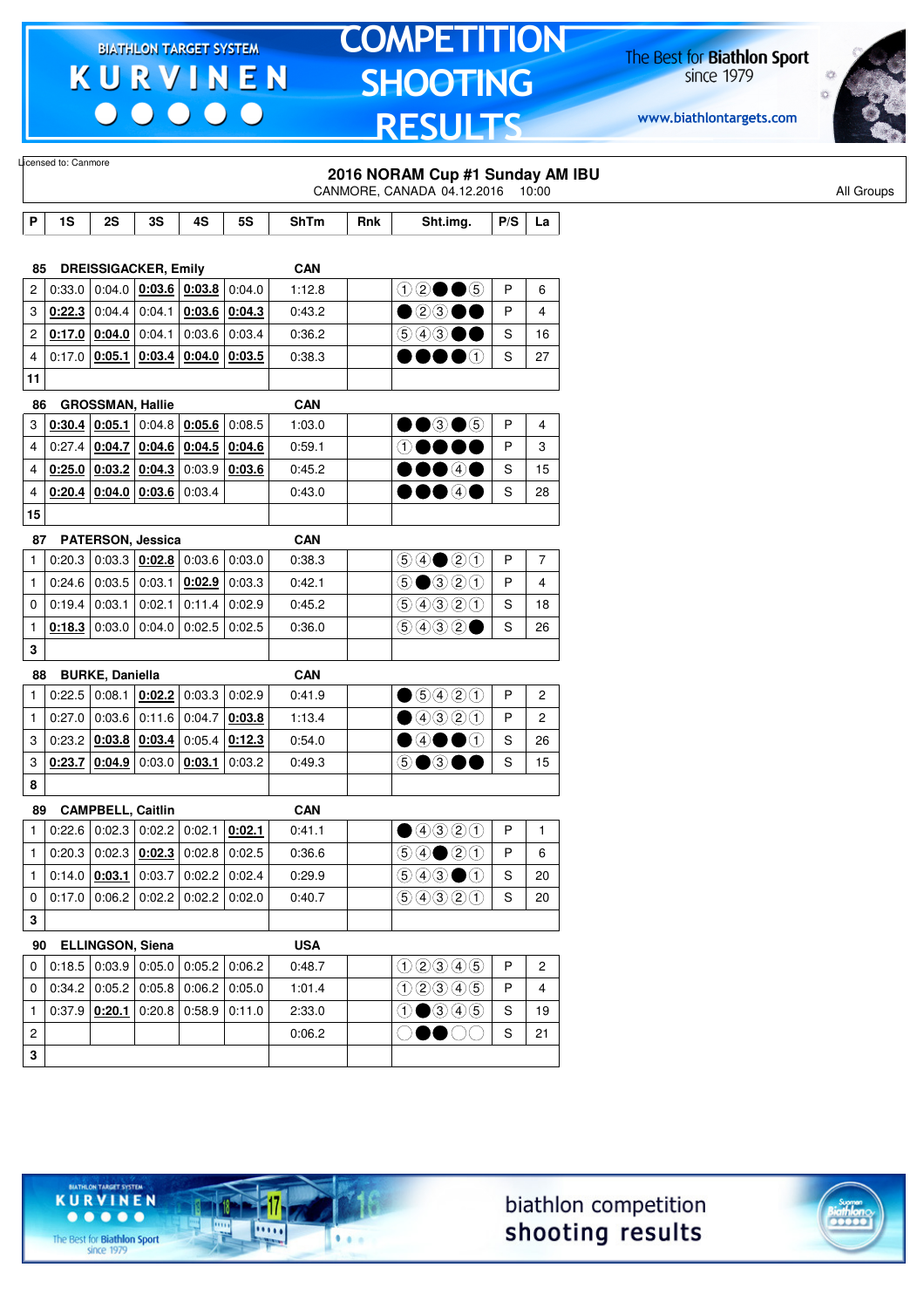Licensed to: Canmore

## 2016 NORAM Cup #1 Sunday AM IBU

CANMORE, CANADA 04.12.2016 10:00

All Groups

| P | 1S | 2S | 3S | 4S | 5S | ShTm | Rnk | Sht.img. | P/S | La |
|---|---|---|---|---|---|---|---|---|---|---|
| **85** | **DREISSIGACKER, Emily** | | | | | **CAN** | | | | |
| 2 | 0:33.0 | 0:04.0 | **0:03.6** | **0:03.8** | 0:04.0 | 1:12.8 | | ①②●●⑤ | P | 6 |
| 3 | **0:22.3** | 0:04.4 | 0:04.1 | **0:03.6** | **0:04.3** | 0:43.2 | | ●②③●● | P | 4 |
| 2 | **0:17.0** | **0:04.0** | 0:04.1 | 0:03.6 | 0:03.4 | 0:36.2 | | ⑤④③●● | S | 16 |
| 4 | 0:17.0 | **0:05.1** | **0:03.4** | **0:04.0** | **0:03.5** | 0:38.3 | | ●●●●① | S | 27 |
| 11 | | | | | | | | | | |
| **86** | **GROSSMAN, Hallie** | | | | | **CAN** | | | | |
| 3 | **0:30.4** | **0:05.1** | 0:04.8 | **0:05.6** | 0:08.5 | 1:03.0 | | ●●③●⑤ | P | 4 |
| 4 | 0:27.4 | **0:04.7** | **0:04.6** | **0:04.5** | **0:04.6** | 0:59.1 | | ①●●●● | P | 3 |
| 4 | **0:25.0** | **0:03.2** | **0:04.3** | 0:03.9 | **0:03.6** | 0:45.2 | | ●●●④● | S | 15 |
| 4 | **0:20.4** | **0:04.0** | **0:03.6** | 0:03.4 | | 0:43.0 | | ●●●④● | S | 28 |
| 15 | | | | | | | | | | |
| **87** | **PATERSON, Jessica** | | | | | **CAN** | | | | |
| 1 | 0:20.3 | 0:03.3 | **0:02.8** | 0:03.6 | 0:03.0 | 0:38.3 | | ⑤④●②① | P | 7 |
| 1 | 0:24.6 | 0:03.5 | 0:03.1 | **0:02.9** | 0:03.3 | 0:42.1 | | ⑤●③②① | P | 4 |
| 0 | 0:19.4 | 0:03.1 | 0:02.1 | 0:11.4 | 0:02.9 | 0:45.2 | | ⑤④③②① | S | 18 |
| 1 | **0:18.3** | 0:03.0 | 0:04.0 | 0:02.5 | 0:02.5 | 0:36.0 | | ⑤④③②● | S | 26 |
| 3 | | | | | | | | | | |
| **88** | **BURKE, Daniella** | | | | | **CAN** | | | | |
| 1 | 0:22.5 | 0:08.1 | **0:02.2** | 0:03.3 | 0:02.9 | 0:41.9 | | ●⑤④②① | P | 2 |
| 1 | 0:27.0 | 0:03.6 | 0:11.6 | 0:04.7 | **0:03.8** | 1:13.4 | | ●④③②① | P | 2 |
| 3 | 0:23.2 | **0:03.8** | **0:03.4** | 0:05.4 | **0:12.3** | 0:54.0 | | ●④●●① | S | 26 |
| 3 | **0:23.7** | **0:04.9** | 0:03.0 | **0:03.1** | 0:03.2 | 0:49.3 | | ⑤●③●● | S | 15 |
| 8 | | | | | | | | | | |
| **89** | **CAMPBELL, Caitlin** | | | | | **CAN** | | | | |
| 1 | 0:22.6 | 0:02.3 | 0:02.2 | 0:02.1 | **0:02.1** | 0:41.1 | | ●④③②① | P | 1 |
| 1 | 0:20.3 | 0:02.3 | **0:02.3** | 0:02.8 | 0:02.5 | 0:36.6 | | ⑤④●②① | P | 6 |
| 1 | 0:14.0 | **0:03.1** | 0:03.7 | 0:02.2 | 0:02.4 | 0:29.9 | | ⑤④③●① | S | 20 |
| 0 | 0:17.0 | 0:06.2 | 0:02.2 | 0:02.2 | 0:02.0 | 0:40.7 | | ⑤④③②① | S | 20 |
| 3 | | | | | | | | | | |
| **90** | **ELLINGSON, Siena** | | | | | **USA** | | | | |
| 0 | 0:18.5 | 0:03.9 | 0:05.0 | 0:05.2 | 0:06.2 | 0:48.7 | | ①②③④⑤ | P | 2 |
| 0 | 0:34.2 | 0:05.2 | 0:05.8 | 0:06.2 | 0:05.0 | 1:01.4 | | ①②③④⑤ | P | 4 |
| 1 | 0:37.9 | **0:20.1** | 0:20.8 | 0:58.9 | 0:11.0 | 2:33.0 | | ①●③④⑤ | S | 19 |
| 2 | | | | | | 0:06.2 | | ○●●○○ | S | 21 |
| 3 | | | | | | | | | | |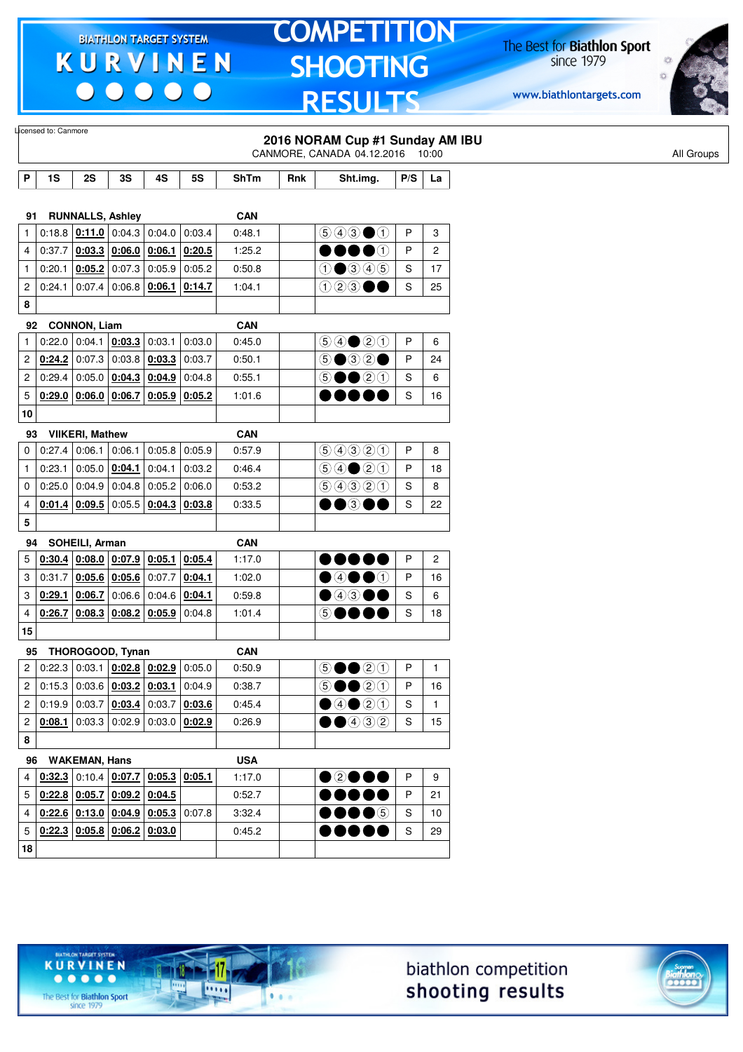Licensed to: Canmore

## 2016 NORAM Cup #1 Sunday AM IBU

CANMORE, CANADA 04.12.2016 10:00

All Groups

| P | 1S | 2S | 3S | 4S | 5S | ShTm | Rnk | Sht.img. | P/S | La |
|---|---|---|---|---|---|---|---|---|---|---|
| **91** | **RUNNALLS, Ashley** | | | | | **CAN** | | | | |
| 1 | 0:18.8 | **0:11.0** | 0:04.3 | 0:04.0 | 0:03.4 | 0:48.1 | | ⑤④③●① | P | 3 |
| 4 | 0:37.7 | **0:03.3** | **0:06.0** | **0:06.1** | **0:20.5** | 1:25.2 | | ●●●●① | P | 2 |
| 1 | 0:20.1 | **0:05.2** | 0:07.3 | 0:05.9 | 0:05.2 | 0:50.8 | | ①●③④⑤ | S | 17 |
| 2 | 0:24.1 | 0:07.4 | 0:06.8 | **0:06.1** | **0:14.7** | 1:04.1 | | ①②③●● | S | 25 |
| 8 | | | | | | | | | | |
| **92** | **CONNON, Liam** | | | | | **CAN** | | | | |
| 1 | 0:22.0 | 0:04.1 | **0:03.3** | 0:03.1 | 0:03.0 | 0:45.0 | | ⑤④●②① | P | 6 |
| 2 | **0:24.2** | 0:07.3 | 0:03.8 | **0:03.3** | 0:03.7 | 0:50.1 | | ⑤●③②● | P | 24 |
| 2 | 0:29.4 | 0:05.0 | **0:04.3** | **0:04.9** | 0:04.8 | 0:55.1 | | ⑤●●②① | S | 6 |
| 5 | **0:29.0** | **0:06.0** | **0:06.7** | **0:05.9** | **0:05.2** | 1:01.6 | | ●●●●● | S | 16 |
| 10 | | | | | | | | | | |
| **93** | **VIIKERI, Mathew** | | | | | **CAN** | | | | |
| 0 | 0:27.4 | 0:06.1 | 0:06.1 | 0:05.8 | 0:05.9 | 0:57.9 | | ⑤④③②① | P | 8 |
| 1 | 0:23.1 | 0:05.0 | **0:04.1** | 0:04.1 | 0:03.2 | 0:46.4 | | ⑤④●②① | P | 18 |
| 0 | 0:25.0 | 0:04.9 | 0:04.8 | 0:05.2 | 0:06.0 | 0:53.2 | | ⑤④③②① | S | 8 |
| 4 | **0:01.4** | **0:09.5** | 0:05.5 | **0:04.3** | **0:03.8** | 0:33.5 | | ●●③●● | S | 22 |
| 5 | | | | | | | | | | |
| **94** | **SOHEILI, Arman** | | | | | **CAN** | | | | |
| 5 | **0:30.4** | **0:08.0** | **0:07.9** | **0:05.1** | **0:05.4** | 1:17.0 | | ●●●●● | P | 2 |
| 3 | 0:31.7 | **0:05.6** | **0:05.6** | 0:07.7 | **0:04.1** | 1:02.0 | | ●④●●① | P | 16 |
| 3 | **0:29.1** | **0:06.7** | 0:06.6 | 0:04.6 | **0:04.1** | 0:59.8 | | ●④③●● | S | 6 |
| 4 | **0:26.7** | **0:08.3** | **0:08.2** | **0:05.9** | 0:04.8 | 1:01.4 | | ⑤●●●● | S | 18 |
| 15 | | | | | | | | | | |
| **95** | **THOROGOOD, Tynan** | | | | | **CAN** | | | | |
| 2 | 0:22.3 | 0:03.1 | **0:02.8** | **0:02.9** | 0:05.0 | 0:50.9 | | ⑤●●②① | P | 1 |
| 2 | 0:15.3 | 0:03.6 | **0:03.2** | **0:03.1** | 0:04.9 | 0:38.7 | | ⑤●●②① | P | 16 |
| 2 | 0:19.9 | 0:03.7 | **0:03.4** | 0:03.7 | **0:03.6** | 0:45.4 | | ●④●②① | S | 1 |
| 2 | **0:08.1** | 0:03.3 | 0:02.9 | 0:03.0 | **0:02.9** | 0:26.9 | | ●●④③② | S | 15 |
| 8 | | | | | | | | | | |
| **96** | **WAKEMAN, Hans** | | | | | **USA** | | | | |
| 4 | **0:32.3** | 0:10.4 | **0:07.7** | **0:05.3** | **0:05.1** | 1:17.0 | | ●②●●● | P | 9 |
| 5 | **0:22.8** | **0:05.7** | **0:09.2** | **0:04.5** | | 0:52.7 | | ●●●●● | P | 21 |
| 4 | **0:22.6** | **0:13.0** | **0:04.9** | **0:05.3** | 0:07.8 | 3:32.4 | | ●●●●⑤ | S | 10 |
| 5 | **0:22.3** | **0:05.8** | **0:06.2** | **0:03.0** | | 0:45.2 | | ●●●●● | S | 29 |
| 18 | | | | | | | | | | |

biathlon competition shooting results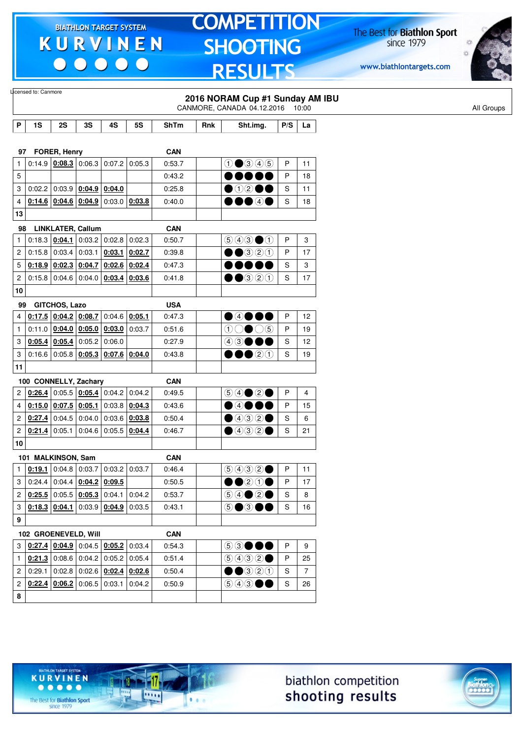Licensed to: Canmore

# 2016 NORAM Cup #1 Sunday AM IBU

CANMORE, CANADA 04.12.2016 10:00

All Groups

| P | 1S | 2S | 3S | 4S | 5S | ShTm | Rnk | Sht.img. | P/S | La |
|---|---|---|---|---|---|---|---|---|---|---|
| **97 FORER, Henry** | | | | | | **CAN** | | | | |
| 1 | 0:14.9 | **0:08.3** | 0:06.3 | 0:07.2 | 0:05.3 | 0:53.7 | | ①●③④⑤ | P | 11 |
| 5 | | | | | | 0:43.2 | | ●●●●● | P | 18 |
| 3 | 0:02.2 | 0:03.9 | **0:04.9** | **0:04.0** | | 0:25.8 | | ●①②●● | S | 11 |
| 4 | **0:14.6** | **0:04.6** | **0:04.9** | 0:03.0 | **0:03.8** | 0:40.0 | | ●●●④● | S | 18 |
| 13 | | | | | | | | | | |
| **98 LINKLATER, Callum** | | | | | | **CAN** | | | | |
| 1 | 0:18.3 | **0:04.1** | 0:03.2 | 0:02.8 | 0:02.3 | 0:50.7 | | ⑤④③●① | P | 3 |
| 2 | 0:15.8 | 0:03.4 | 0:03.1 | **0:03.1** | **0:02.7** | 0:39.8 | | ●●③②① | P | 17 |
| 5 | **0:18.9** | **0:02.3** | **0:04.7** | **0:02.6** | **0:02.4** | 0:47.3 | | ●●●●● | S | 3 |
| 2 | 0:15.8 | 0:04.6 | 0:04.0 | **0:03.4** | **0:03.6** | 0:41.8 | | ●●③②① | S | 17 |
| 10 | | | | | | | | | | |
| **99 GITCHOS, Lazo** | | | | | | **USA** | | | | |
| 4 | **0:17.5** | **0:04.2** | **0:08.7** | 0:04.6 | **0:05.1** | 0:47.3 | | ●④●●● | P | 12 |
| 1 | 0:11.0 | **0:04.0** | **0:05.0** | **0:03.0** | 0:03.7 | 0:51.6 | | ①○●○⑤ | P | 19 |
| 3 | **0:05.4** | **0:05.4** | 0:05.2 | 0:06.0 | | 0:27.9 | | ④③●●● | S | 12 |
| 3 | 0:16.6 | 0:05.8 | **0:05.3** | **0:07.6** | **0:04.0** | 0:43.8 | | ●●●②① | S | 19 |
| 11 | | | | | | | | | | |
| **100 CONNELLY, Zachary** | | | | | | **CAN** | | | | |
| 2 | **0:26.4** | 0:05.5 | **0:05.4** | 0:04.2 | 0:04.2 | 0:49.5 | | ⑤④●②● | P | 4 |
| 4 | **0:15.0** | **0:07.5** | **0:05.1** | 0:03.8 | **0:04.3** | 0:43.6 | | ●④●●● | P | 15 |
| 2 | **0:27.4** | 0:04.5 | 0:04.0 | 0:03.6 | **0:03.8** | 0:50.4 | | ●④③②● | S | 6 |
| 2 | **0:21.4** | 0:05.1 | 0:04.6 | 0:05.5 | **0:04.4** | 0:46.7 | | ●④③②● | S | 21 |
| 10 | | | | | | | | | | |
| **101 MALKINSON, Sam** | | | | | | **CAN** | | | | |
| 1 | **0:19.1** | 0:04.8 | 0:03.7 | 0:03.2 | 0:03.7 | 0:46.4 | | ⑤④③②● | P | 11 |
| 3 | 0:24.4 | 0:04.4 | **0:04.2** | **0:09.5** | | 0:50.5 | | ●●②①● | P | 17 |
| 2 | **0:25.5** | 0:05.5 | **0:05.3** | 0:04.1 | 0:04.2 | 0:53.7 | | ⑤④●②● | S | 8 |
| 3 | **0:18.3** | **0:04.1** | 0:03.9 | **0:04.9** | 0:03.5 | 0:43.1 | | ⑤●③●● | S | 16 |
| 9 | | | | | | | | | | |
| **102 GROENEVELD, Will** | | | | | | **CAN** | | | | |
| 3 | **0:27.4** | **0:04.9** | 0:04.5 | **0:05.2** | 0:03.4 | 0:54.3 | | ⑤③●●● | P | 9 |
| 1 | **0:21.3** | 0:08.6 | 0:04.2 | 0:05.2 | 0:05.4 | 0:51.4 | | ⑤④③②● | P | 25 |
| 2 | 0:29.1 | 0:02.8 | 0:02.6 | **0:02.4** | **0:02.6** | 0:50.4 | | ●●③②① | S | 7 |
| 2 | **0:22.4** | **0:06.2** | 0:06.5 | 0:03.1 | 0:04.2 | 0:50.9 | | ⑤④③●● | S | 26 |
| 8 | | | | | | | | | | |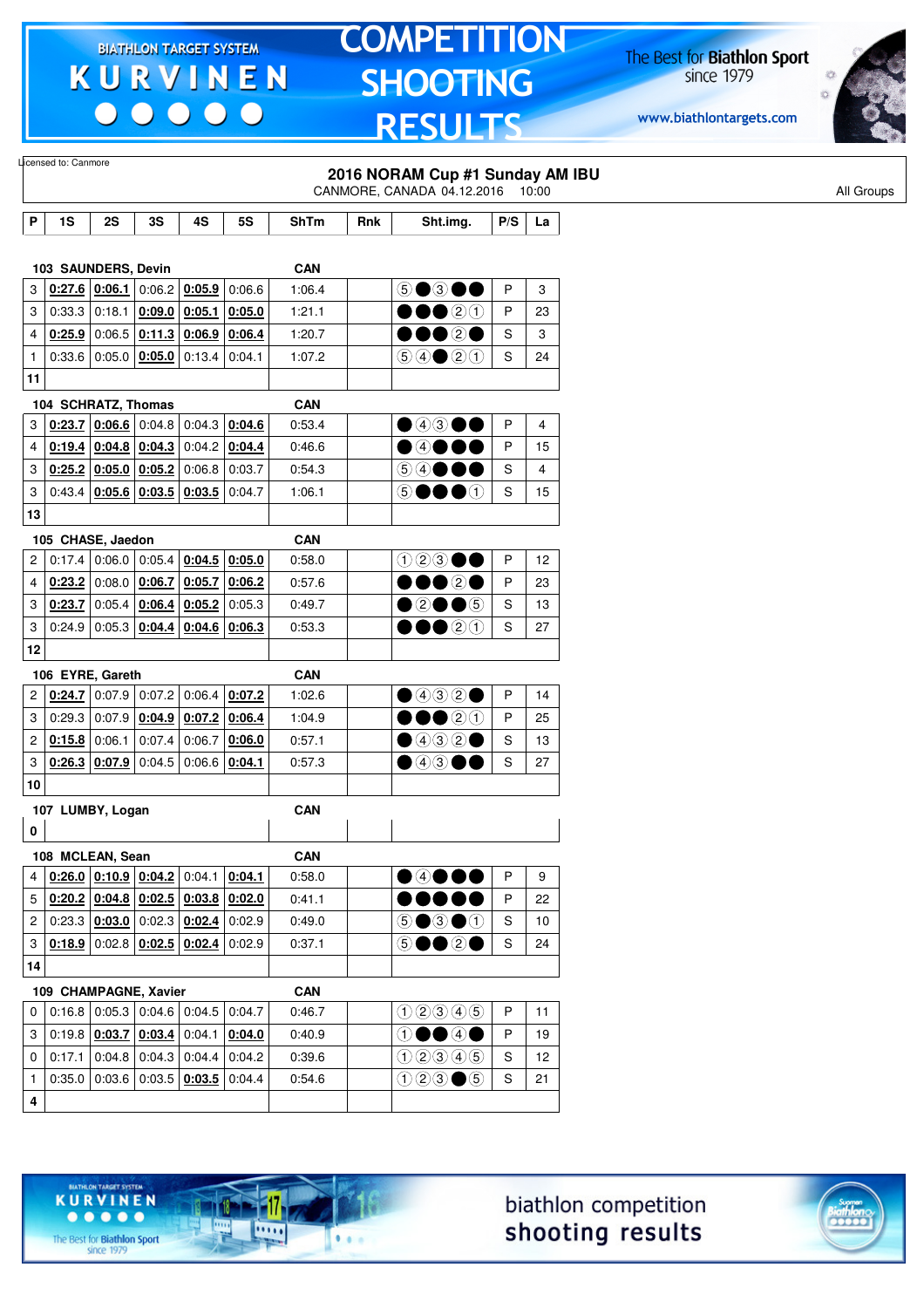Licensed to: Canmore

## 2016 NORAM Cup #1 Sunday AM IBU

CANMORE, CANADA 04.12.2016 10:00

All Groups

| P | 1S | 2S | 3S | 4S | 5S | ShTm | Rnk | Sht.img. | P/S | La |
|---|---|---|---|---|---|---|---|---|---|---|
| **103 SAUNDERS, Devin** | | | | | | **CAN** | | | | |
| 3 | **0:27.6** | **0:06.1** | 0:06.2 | **0:05.9** | 0:06.6 | 1:06.4 | | ⑤●③●● | P | 3 |
| 3 | 0:33.3 | 0:18.1 | **0:09.0** | **0:05.1** | **0:05.0** | 1:21.1 | | ●●●②① | P | 23 |
| 4 | **0:25.9** | 0:06.5 | **0:11.3** | **0:06.9** | **0:06.4** | 1:20.7 | | ●●●②● | S | 3 |
| 1 | 0:33.6 | 0:05.0 | **0:05.0** | 0:13.4 | 0:04.1 | 1:07.2 | | ⑤④●②① | S | 24 |
| **11** | | | | | | | | | | |
| **104 SCHRATZ, Thomas** | | | | | | **CAN** | | | | |
| 3 | **0:23.7** | **0:06.6** | 0:04.8 | 0:04.3 | **0:04.6** | 0:53.4 | | ●④③●● | P | 4 |
| 4 | **0:19.4** | **0:04.8** | **0:04.3** | 0:04.2 | **0:04.4** | 0:46.6 | | ●④●●● | P | 15 |
| 3 | **0:25.2** | **0:05.0** | **0:05.2** | 0:06.8 | 0:03.7 | 0:54.3 | | ⑤④●●● | S | 4 |
| 3 | 0:43.4 | **0:05.6** | **0:03.5** | **0:03.5** | 0:04.7 | 1:06.1 | | ⑤●●●① | S | 15 |
| **13** | | | | | | | | | | |
| **105 CHASE, Jaedon** | | | | | | **CAN** | | | | |
| 2 | 0:17.4 | 0:06.0 | 0:05.4 | **0:04.5** | **0:05.0** | 0:58.0 | | ①②③●● | P | 12 |
| 4 | **0:23.2** | 0:08.0 | **0:06.7** | **0:05.7** | **0:06.2** | 0:57.6 | | ●●●②● | P | 23 |
| 3 | **0:23.7** | 0:05.4 | **0:06.4** | **0:05.2** | 0:05.3 | 0:49.7 | | ●②●●⑤ | S | 13 |
| 3 | 0:24.9 | 0:05.3 | **0:04.4** | **0:04.6** | **0:06.3** | 0:53.3 | | ●●●②① | S | 27 |
| **12** | | | | | | | | | | |
| **106 EYRE, Gareth** | | | | | | **CAN** | | | | |
| 2 | **0:24.7** | 0:07.9 | 0:07.2 | 0:06.4 | **0:07.2** | 1:02.6 | | ●④③②● | P | 14 |
| 3 | 0:29.3 | 0:07.9 | **0:04.9** | **0:07.2** | **0:06.4** | 1:04.9 | | ●●●②① | P | 25 |
| 2 | **0:15.8** | 0:06.1 | 0:07.4 | 0:06.7 | **0:06.0** | 0:57.1 | | ●④③②● | S | 13 |
| 3 | **0:26.3** | **0:07.9** | 0:04.5 | 0:06.6 | **0:04.1** | 0:57.3 | | ●④③●● | S | 27 |
| **10** | | | | | | | | | | |
| **107 LUMBY, Logan** | | | | | | **CAN** | | | | |
| **0** | | | | | | | | | | |
| **108 MCLEAN, Sean** | | | | | | **CAN** | | | | |
| 4 | **0:26.0** | **0:10.9** | **0:04.2** | 0:04.1 | **0:04.1** | 0:58.0 | | ●④●●● | P | 9 |
| 5 | **0:20.2** | **0:04.8** | **0:02.5** | **0:03.8** | **0:02.0** | 0:41.1 | | ●●●●● | P | 22 |
| 2 | 0:23.3 | **0:03.0** | 0:02.3 | **0:02.4** | 0:02.9 | 0:49.0 | | ⑤●③●① | S | 10 |
| 3 | **0:18.9** | 0:02.8 | **0:02.5** | **0:02.4** | 0:02.9 | 0:37.1 | | ⑤●●②● | S | 24 |
| **14** | | | | | | | | | | |
| **109 CHAMPAGNE, Xavier** | | | | | | **CAN** | | | | |
| 0 | 0:16.8 | 0:05.3 | 0:04.6 | 0:04.5 | 0:04.7 | 0:46.7 | | ①②③④⑤ | P | 11 |
| 3 | 0:19.8 | **0:03.7** | **0:03.4** | 0:04.1 | **0:04.0** | 0:40.9 | | ①●●④● | P | 19 |
| 0 | 0:17.1 | 0:04.8 | 0:04.3 | 0:04.4 | 0:04.2 | 0:39.6 | | ①②③④⑤ | S | 12 |
| 1 | 0:35.0 | 0:03.6 | 0:03.5 | **0:03.5** | 0:04.4 | 0:54.6 | | ①②③●⑤ | S | 21 |
| **4** | | | | | | | | | | |

biathlon competition shooting results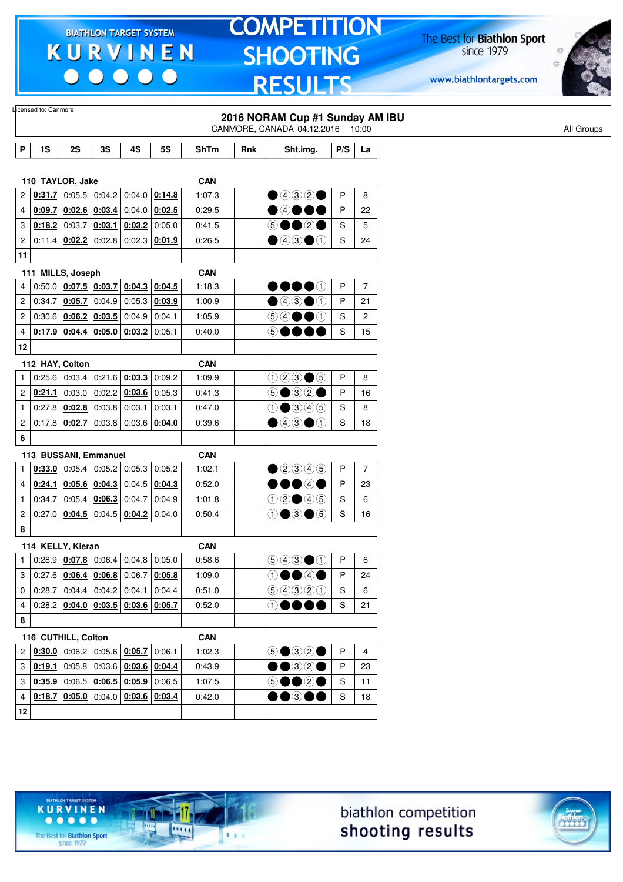Licensed to: Canmore

## 2016 NORAM Cup #1 Sunday AM IBU

CANMORE, CANADA 04.12.2016 10:00

All Groups

| P | 1S | 2S | 3S | 4S | 5S | ShTm | Rnk | Sht.img. | P/S | La |
|---|---|---|---|---|---|---|---|---|---|---|
| **110 TAYLOR, Jake** | | | | | | **CAN** | | | | |
| 2 | **0:31.7** | 0:05.5 | 0:04.2 | 0:04.0 | **0:14.8** | 1:07.3 | | ●④③②● | P | 8 |
| 4 | **0:09.7** | **0:02.6** | **0:03.4** | 0:04.0 | **0:02.5** | 0:29.5 | | ●④●●● | P | 22 |
| 3 | **0:18.2** | 0:03.7 | **0:03.1** | **0:03.2** | 0:05.0 | 0:41.5 | | ⑤●●②● | S | 5 |
| 2 | 0:11.4 | **0:02.2** | 0:02.8 | 0:02.3 | **0:01.9** | 0:26.5 | | ●④③●① | S | 24 |
| 11 | | | | | | | | | | |
| **111 MILLS, Joseph** | | | | | | **CAN** | | | | |
| 4 | 0:50.0 | **0:07.5** | **0:03.7** | **0:04.3** | **0:04.5** | 1:18.3 | | ●●●●① | P | 7 |
| 2 | 0:34.7 | **0:05.7** | 0:04.9 | 0:05.3 | **0:03.9** | 1:00.9 | | ●④③●① | P | 21 |
| 2 | 0:30.6 | **0:06.2** | **0:03.5** | 0:04.9 | 0:04.1 | 1:05.9 | | ⑤④●●① | S | 2 |
| 4 | **0:17.9** | **0:04.4** | **0:05.0** | **0:03.2** | 0:05.1 | 0:40.0 | | ⑤●●●● | S | 15 |
| 12 | | | | | | | | | | |
| **112 HAY, Colton** | | | | | | **CAN** | | | | |
| 1 | 0:25.6 | 0:03.4 | 0:21.6 | **0:03.3** | 0:09.2 | 1:09.9 | | ①②③●⑤ | P | 8 |
| 2 | **0:21.1** | 0:03.0 | 0:02.2 | **0:03.6** | 0:05.3 | 0:41.3 | | ⑤●③②● | P | 16 |
| 1 | 0:27.8 | **0:02.8** | 0:03.8 | 0:03.1 | 0:03.1 | 0:47.0 | | ①●③④⑤ | S | 8 |
| 2 | 0:17.8 | **0:02.7** | 0:03.8 | 0:03.6 | **0:04.0** | 0:39.6 | | ●④③●① | S | 18 |
| 6 | | | | | | | | | | |
| **113 BUSSANI, Emmanuel** | | | | | | **CAN** | | | | |
| 1 | **0:33.0** | 0:05.4 | 0:05.2 | 0:05.3 | 0:05.2 | 1:02.1 | | ●②③④⑤ | P | 7 |
| 4 | **0:24.1** | **0:05.6** | **0:04.3** | 0:04.5 | **0:04.3** | 0:52.0 | | ●●●④● | P | 23 |
| 1 | 0:34.7 | 0:05.4 | **0:06.3** | 0:04.7 | 0:04.9 | 1:01.8 | | ①②●④⑤ | S | 6 |
| 2 | 0:27.0 | **0:04.5** | 0:04.5 | **0:04.2** | 0:04.0 | 0:50.4 | | ①●③●⑤ | S | 16 |
| 8 | | | | | | | | | | |
| **114 KELLY, Kieran** | | | | | | **CAN** | | | | |
| 1 | 0:28.9 | **0:07.8** | 0:06.4 | 0:04.8 | 0:05.0 | 0:58.6 | | ⑤④③●① | P | 6 |
| 3 | 0:27.6 | **0:06.4** | **0:06.8** | 0:06.7 | **0:05.8** | 1:09.0 | | ①●●④● | P | 24 |
| 0 | 0:28.7 | 0:04.4 | 0:04.2 | 0:04.1 | 0:04.4 | 0:51.0 | | ⑤④③②① | S | 6 |
| 4 | 0:28.2 | **0:04.0** | **0:03.5** | **0:03.6** | **0:05.7** | 0:52.0 | | ①●●●● | S | 21 |
| 8 | | | | | | | | | | |
| **116 CUTHILL, Colton** | | | | | | **CAN** | | | | |
| 2 | **0:30.0** | 0:06.2 | 0:05.6 | **0:05.7** | 0:06.1 | 1:02.3 | | ⑤●③②● | P | 4 |
| 3 | **0:19.1** | 0:05.8 | 0:03.6 | **0:03.6** | **0:04.4** | 0:43.9 | | ●●③②● | P | 23 |
| 3 | **0:35.9** | 0:06.5 | **0:06.5** | **0:05.9** | 0:06.5 | 1:07.5 | | ⑤●●②● | S | 11 |
| 4 | **0:18.7** | **0:05.0** | 0:04.0 | **0:03.6** | **0:03.4** | 0:42.0 | | ●●③●● | S | 18 |
| 12 | | | | | | | | | | |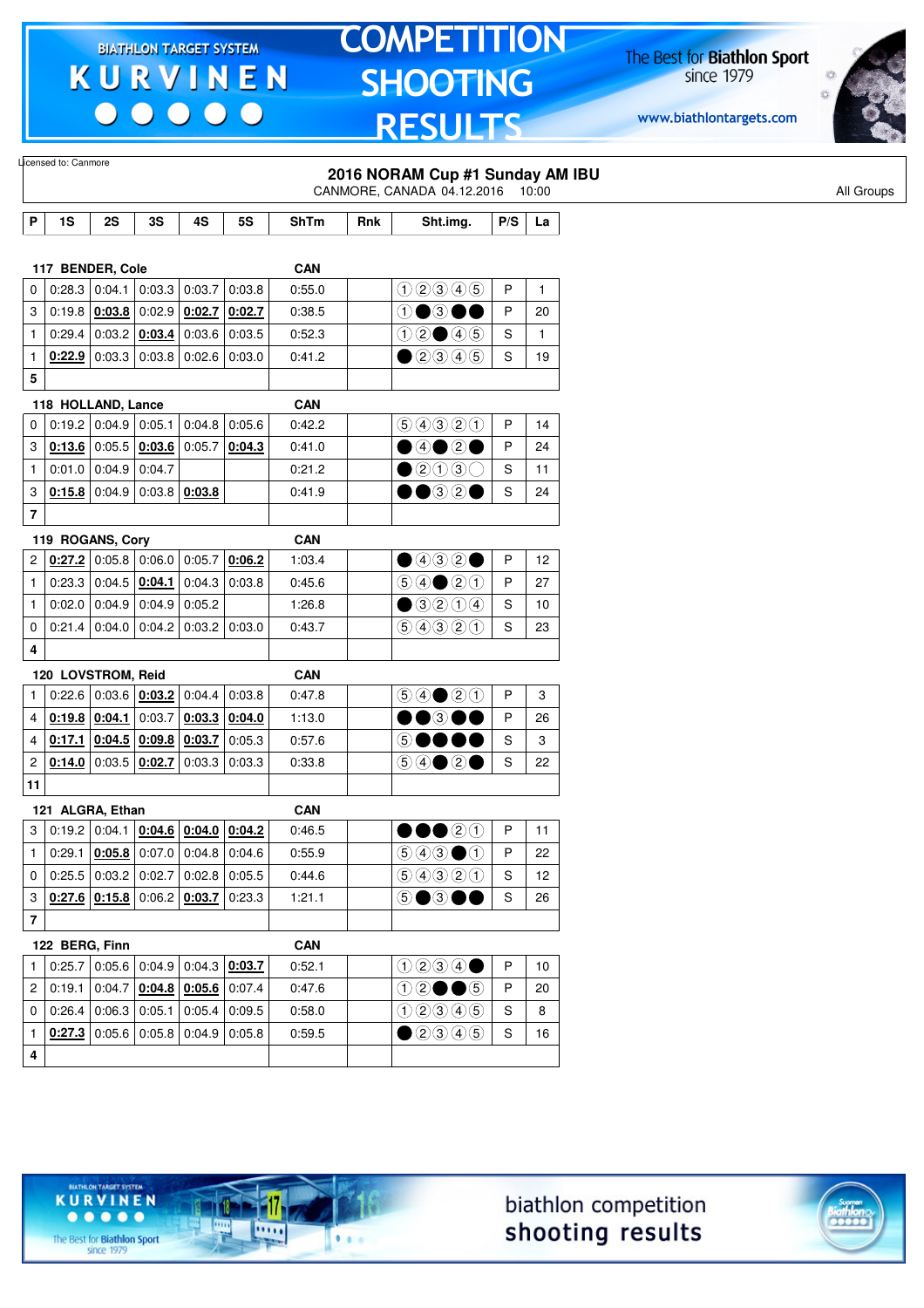Licensed to: Canmore

## 2016 NORAM Cup #1 Sunday AM IBU

CANMORE, CANADA 04.12.2016 10:00

All Groups

| P | 1S | 2S | 3S | 4S | 5S | ShTm | Rnk | Sht.img. | P/S | La |
|---|---|---|---|---|---|---|---|---|---|---|
| **117 BENDER, Cole** | | | | | | CAN | | | | |
| 0 | 0:28.3 | 0:04.1 | 0:03.3 | 0:03.7 | 0:03.8 | 0:55.0 | | ①②③④⑤ | P | 1 |
| 3 | 0:19.8 | **0:03.8** | 0:02.9 | **0:02.7** | **0:02.7** | 0:38.5 | | ①●③●● | P | 20 |
| 1 | 0:29.4 | 0:03.2 | **0:03.4** | 0:03.6 | 0:03.5 | 0:52.3 | | ①②●④⑤ | S | 1 |
| 1 | **0:22.9** | 0:03.3 | 0:03.8 | 0:02.6 | 0:03.0 | 0:41.2 | | ●②③④⑤ | S | 19 |
| **5** | | | | | | | | | | |
| **118 HOLLAND, Lance** | | | | | | CAN | | | | |
| 0 | 0:19.2 | 0:04.9 | 0:05.1 | 0:04.8 | 0:05.6 | 0:42.2 | | ⑤④③②① | P | 14 |
| 3 | **0:13.6** | 0:05.5 | **0:03.6** | 0:05.7 | **0:04.3** | 0:41.0 | | ●④●②● | P | 24 |
| 1 | 0:01.0 | 0:04.9 | 0:04.7 | | | 0:21.2 | | ●②①③○ | S | 11 |
| 3 | **0:15.8** | 0:04.9 | 0:03.8 | **0:03.8** | | 0:41.9 | | ●●③②● | S | 24 |
| **7** | | | | | | | | | | |
| **119 ROGANS, Cory** | | | | | | CAN | | | | |
| 2 | **0:27.2** | 0:05.8 | 0:06.0 | 0:05.7 | **0:06.2** | 1:03.4 | | ●④③②● | P | 12 |
| 1 | 0:23.3 | 0:04.5 | **0:04.1** | 0:04.3 | 0:03.8 | 0:45.6 | | ⑤④●②① | P | 27 |
| 1 | 0:02.0 | 0:04.9 | 0:04.9 | 0:05.2 | | 1:26.8 | | ●③②①④ | S | 10 |
| 0 | 0:21.4 | 0:04.0 | 0:04.2 | 0:03.2 | 0:03.0 | 0:43.7 | | ⑤④③②① | S | 23 |
| **4** | | | | | | | | | | |
| **120 LOVSTROM, Reid** | | | | | | CAN | | | | |
| 1 | 0:22.6 | 0:03.6 | **0:03.2** | 0:04.4 | 0:03.8 | 0:47.8 | | ⑤④●②① | P | 3 |
| 4 | **0:19.8** | **0:04.1** | 0:03.7 | **0:03.3** | **0:04.0** | 1:13.0 | | ●●③●● | P | 26 |
| 4 | **0:17.1** | **0:04.5** | **0:09.8** | **0:03.7** | 0:05.3 | 0:57.6 | | ⑤●●●● | S | 3 |
| 2 | **0:14.0** | 0:03.5 | **0:02.7** | 0:03.3 | 0:03.3 | 0:33.8 | | ⑤④●②● | S | 22 |
| **11** | | | | | | | | | | |
| **121 ALGRA, Ethan** | | | | | | CAN | | | | |
| 3 | 0:19.2 | 0:04.1 | **0:04.6** | **0:04.0** | **0:04.2** | 0:46.5 | | ●●●②① | P | 11 |
| 1 | 0:29.1 | **0:05.8** | 0:07.0 | 0:04.8 | 0:04.6 | 0:55.9 | | ⑤④③●① | P | 22 |
| 0 | 0:25.5 | 0:03.2 | 0:02.7 | 0:02.8 | 0:05.5 | 0:44.6 | | ⑤④③②① | S | 12 |
| 3 | **0:27.6** | **0:15.8** | 0:06.2 | **0:03.7** | 0:23.3 | 1:21.1 | | ⑤●③●● | S | 26 |
| **7** | | | | | | | | | | |
| **122 BERG, Finn** | | | | | | CAN | | | | |
| 1 | 0:25.7 | 0:05.6 | 0:04.9 | 0:04.3 | **0:03.7** | 0:52.1 | | ①②③④● | P | 10 |
| 2 | 0:19.1 | 0:04.7 | **0:04.8** | **0:05.6** | 0:07.4 | 0:47.6 | | ①②●●⑤ | P | 20 |
| 0 | 0:26.4 | 0:06.3 | 0:05.1 | 0:05.4 | 0:09.5 | 0:58.0 | | ①②③④⑤ | S | 8 |
| 1 | **0:27.3** | 0:05.6 | 0:05.8 | 0:04.9 | 0:05.8 | 0:59.5 | | ●②③④⑤ | S | 16 |
| **4** | | | | | | | | | | |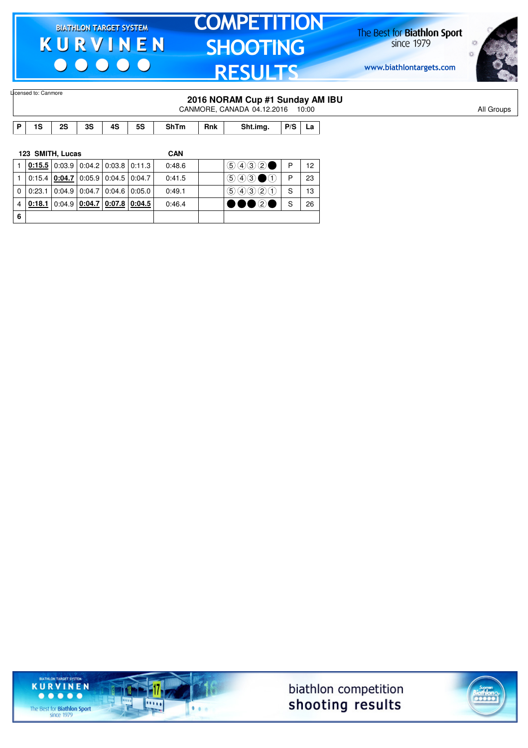Licensed to: Canmore

## 2016 NORAM Cup #1 Sunday AM IBU

CANMORE, CANADA 04.12.2016 10:00

All Groups

**123 SMITH, Lucas** **CAN**

| P | 1S | 2S | 3S | 4S | 5S | ShTm | Rnk | Sht.img. | P/S | La |
|---|---|---|---|---|---|---|---|---|---|---|
| 1 | **0:15.5** | 0:03.9 | 0:04.2 | 0:03.8 | 0:11.3 | 0:48.6 | | ⑤④③②● | P | 12 |
| 1 | 0:15.4 | **0:04.7** | 0:05.9 | 0:04.5 | 0:04.7 | 0:41.5 | | ⑤④③●① | P | 23 |
| 0 | 0:23.1 | 0:04.9 | 0:04.7 | 0:04.6 | 0:05.0 | 0:49.1 | | ⑤④③②① | S | 13 |
| 4 | **0:18.1** | 0:04.9 | **0:04.7** | **0:07.8** | **0:04.5** | 0:46.4 | | ●●●②● | S | 26 |
| **6** | | | | | | | | | | |